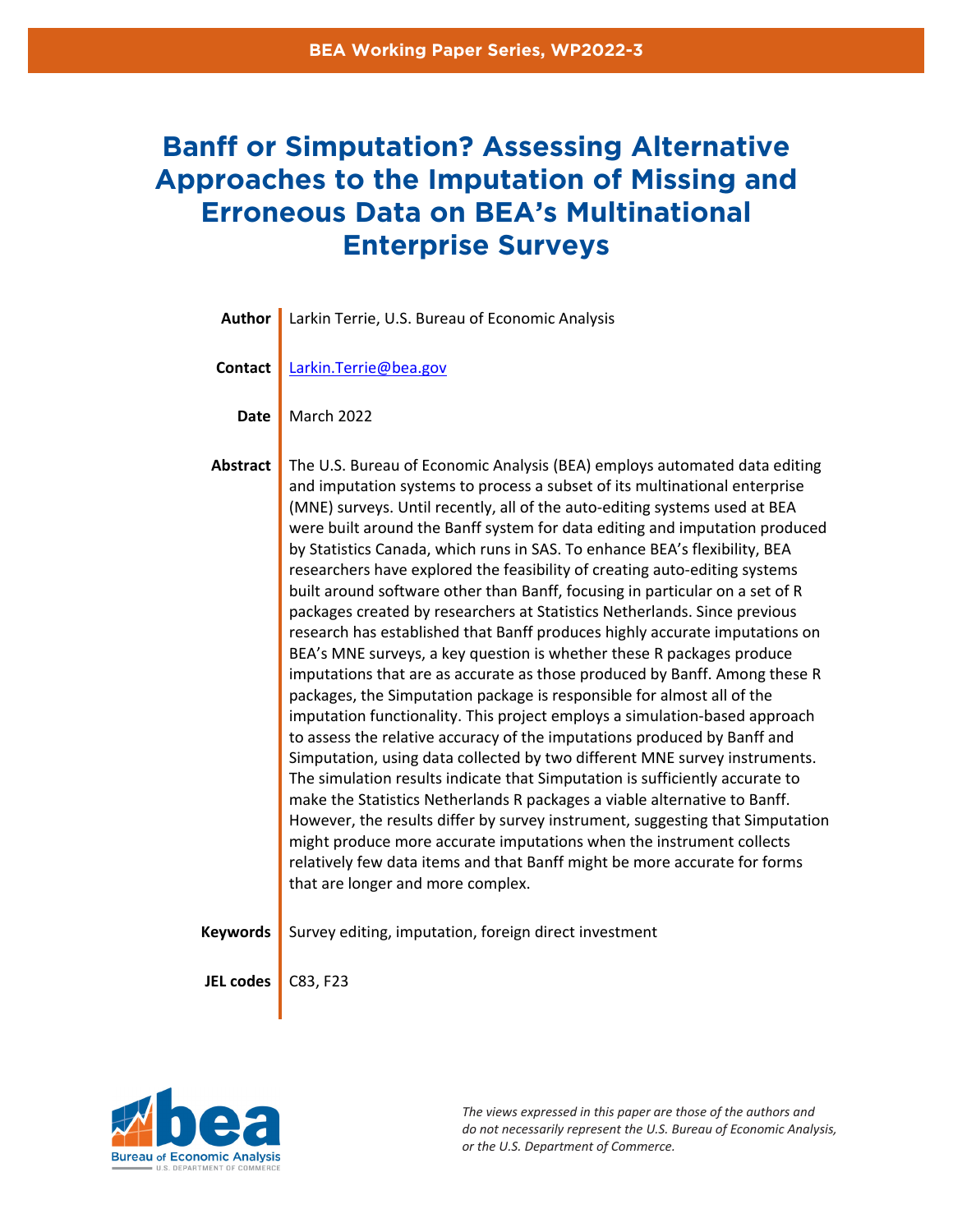BEA Working Paper Series, WP2022-3

# Banff or Simputation? Assessing Alternative Approaches to the Imputation of Missing and Erroneous Data on BEA's Multinational Enterprise Surveys

**Author** Larkin Terrie, U.S. Bureau of Economic Analysis

**Contact** Larkin.Terrie@bea.gov

**Date** March 2022

**Abstract** The U.S. Bureau of Economic Analysis (BEA) employs automated data editing and imputation systems to process a subset of its multinational enterprise (MNE) surveys. Until recently, all of the auto-editing systems used at BEA were built around the Banff system for data editing and imputation produced by Statistics Canada, which runs in SAS. To enhance BEA's flexibility, BEA researchers have explored the feasibility of creating auto-editing systems built around software other than Banff, focusing in particular on a set of R packages created by researchers at Statistics Netherlands. Since previous research has established that Banff produces highly accurate imputations on BEA's MNE surveys, a key question is whether these R packages produce imputations that are as accurate as those produced by Banff. Among these R packages, the Simputation package is responsible for almost all of the imputation functionality. This project employs a simulation-based approach to assess the relative accuracy of the imputations produced by Banff and Simputation, using data collected by two different MNE survey instruments. The simulation results indicate that Simputation is sufficiently accurate to make the Statistics Netherlands R packages a viable alternative to Banff. However, the results differ by survey instrument, suggesting that Simputation might produce more accurate imputations when the instrument collects relatively few data items and that Banff might be more accurate for forms that are longer and more complex.

**Keywords** Survey editing, imputation, foreign direct investment

**JEL codes** C83, F23

*The views expressed in this paper are those of the authors and do not necessarily represent the U.S. Bureau of Economic Analysis, or the U.S. Department of Commerce.*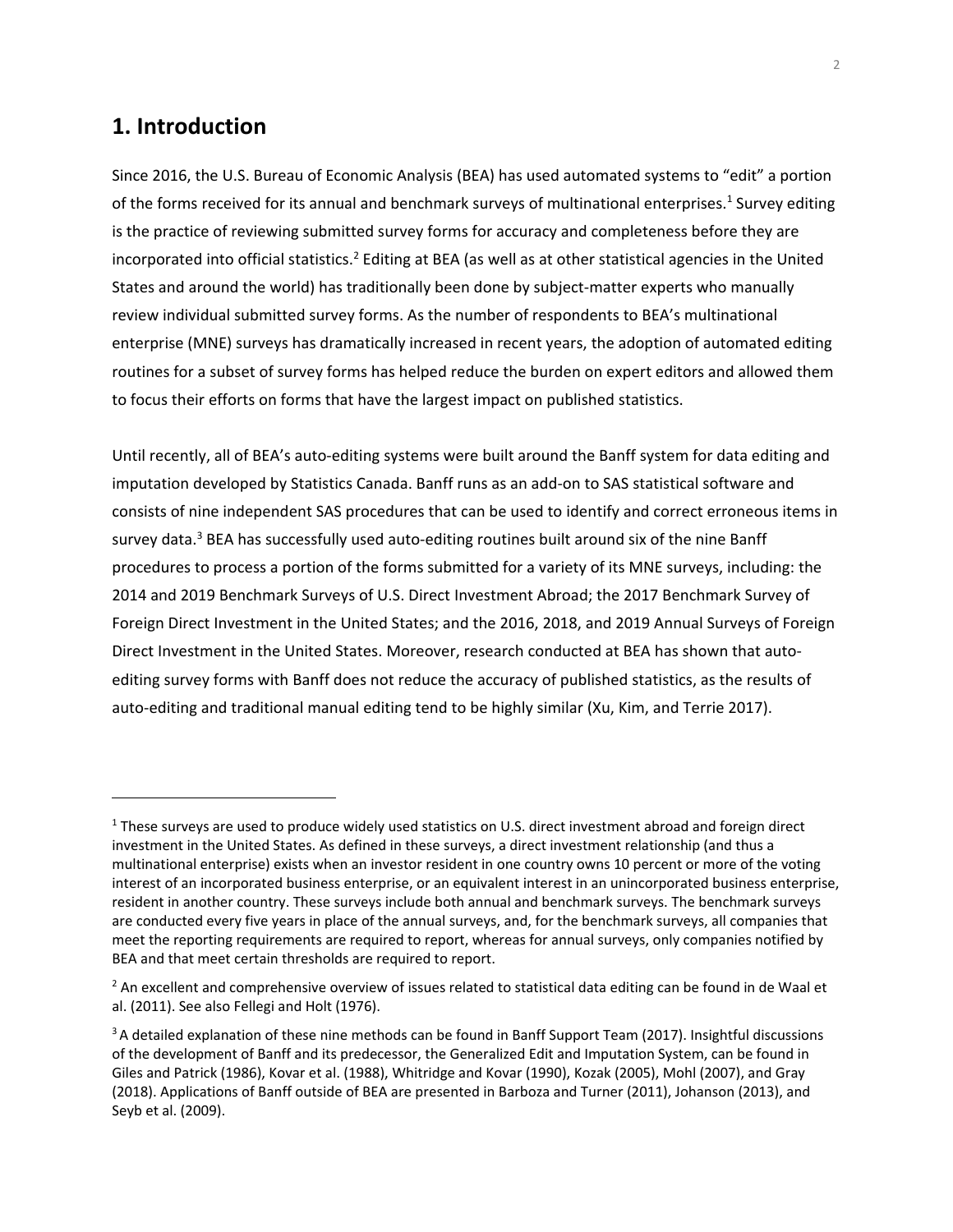## 1. Introduction

Since 2016, the U.S. Bureau of Economic Analysis (BEA) has used automated systems to "edit" a portion of the forms received for its annual and benchmark surveys of multinational enterprises.[1] Survey editing is the practice of reviewing submitted survey forms for accuracy and completeness before they are incorporated into official statistics.[2] Editing at BEA (as well as at other statistical agencies in the United States and around the world) has traditionally been done by subject-matter experts who manually review individual submitted survey forms. As the number of respondents to BEA's multinational enterprise (MNE) surveys has dramatically increased in recent years, the adoption of automated editing routines for a subset of survey forms has helped reduce the burden on expert editors and allowed them to focus their efforts on forms that have the largest impact on published statistics.

Until recently, all of BEA's auto-editing systems were built around the Banff system for data editing and imputation developed by Statistics Canada. Banff runs as an add-on to SAS statistical software and consists of nine independent SAS procedures that can be used to identify and correct erroneous items in survey data.[3] BEA has successfully used auto-editing routines built around six of the nine Banff procedures to process a portion of the forms submitted for a variety of its MNE surveys, including: the 2014 and 2019 Benchmark Surveys of U.S. Direct Investment Abroad; the 2017 Benchmark Survey of Foreign Direct Investment in the United States; and the 2016, 2018, and 2019 Annual Surveys of Foreign Direct Investment in the United States. Moreover, research conducted at BEA has shown that auto-editing survey forms with Banff does not reduce the accuracy of published statistics, as the results of auto-editing and traditional manual editing tend to be highly similar (Xu, Kim, and Terrie 2017).

---

[1] These surveys are used to produce widely used statistics on U.S. direct investment abroad and foreign direct investment in the United States. As defined in these surveys, a direct investment relationship (and thus a multinational enterprise) exists when an investor resident in one country owns 10 percent or more of the voting interest of an incorporated business enterprise, or an equivalent interest in an unincorporated business enterprise, resident in another country. These surveys include both annual and benchmark surveys. The benchmark surveys are conducted every five years in place of the annual surveys, and, for the benchmark surveys, all companies that meet the reporting requirements are required to report, whereas for annual surveys, only companies notified by BEA and that meet certain thresholds are required to report.

[2] An excellent and comprehensive overview of issues related to statistical data editing can be found in de Waal et al. (2011). See also Fellegi and Holt (1976).

[3] A detailed explanation of these nine methods can be found in Banff Support Team (2017). Insightful discussions of the development of Banff and its predecessor, the Generalized Edit and Imputation System, can be found in Giles and Patrick (1986), Kovar et al. (1988), Whitridge and Kovar (1990), Kozak (2005), Mohl (2007), and Gray (2018). Applications of Banff outside of BEA are presented in Barboza and Turner (2011), Johanson (2013), and Seyb et al. (2009).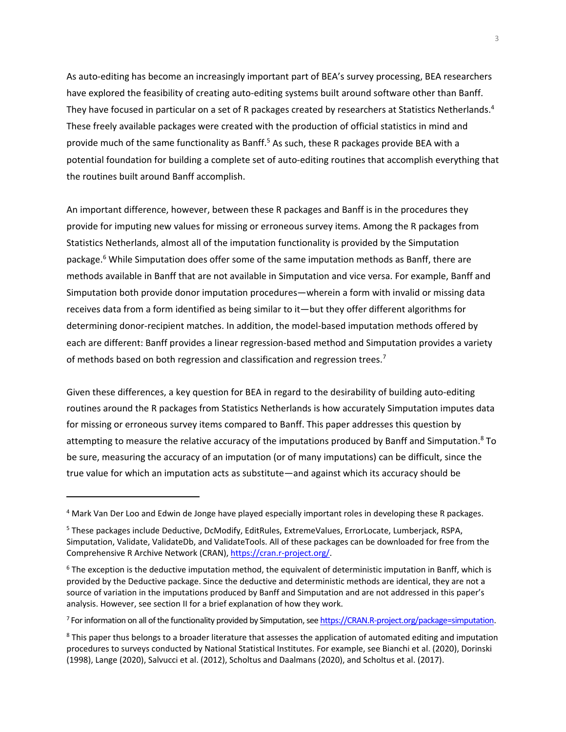As auto-editing has become an increasingly important part of BEA's survey processing, BEA researchers have explored the feasibility of creating auto-editing systems built around software other than Banff. They have focused in particular on a set of R packages created by researchers at Statistics Netherlands.[4] These freely available packages were created with the production of official statistics in mind and provide much of the same functionality as Banff.[5] As such, these R packages provide BEA with a potential foundation for building a complete set of auto-editing routines that accomplish everything that the routines built around Banff accomplish.

An important difference, however, between these R packages and Banff is in the procedures they provide for imputing new values for missing or erroneous survey items. Among the R packages from Statistics Netherlands, almost all of the imputation functionality is provided by the Simputation package.[6] While Simputation does offer some of the same imputation methods as Banff, there are methods available in Banff that are not available in Simputation and vice versa. For example, Banff and Simputation both provide donor imputation procedures—wherein a form with invalid or missing data receives data from a form identified as being similar to it—but they offer different algorithms for determining donor-recipient matches. In addition, the model-based imputation methods offered by each are different: Banff provides a linear regression-based method and Simputation provides a variety of methods based on both regression and classification and regression trees.[7]

Given these differences, a key question for BEA in regard to the desirability of building auto-editing routines around the R packages from Statistics Netherlands is how accurately Simputation imputes data for missing or erroneous survey items compared to Banff. This paper addresses this question by attempting to measure the relative accuracy of the imputations produced by Banff and Simputation.[8] To be sure, measuring the accuracy of an imputation (or of many imputations) can be difficult, since the true value for which an imputation acts as substitute—and against which its accuracy should be

---

[4] Mark Van Der Loo and Edwin de Jonge have played especially important roles in developing these R packages.

[5] These packages include Deductive, DcModify, EditRules, ExtremeValues, ErrorLocate, Lumberjack, RSPA, Simputation, Validate, ValidateDb, and ValidateTools. All of these packages can be downloaded for free from the Comprehensive R Archive Network (CRAN), https://cran.r-project.org/.

[6] The exception is the deductive imputation method, the equivalent of deterministic imputation in Banff, which is provided by the Deductive package. Since the deductive and deterministic methods are identical, they are not a source of variation in the imputations produced by Banff and Simputation and are not addressed in this paper's analysis. However, see section II for a brief explanation of how they work.

[7] For information on all of the functionality provided by Simputation, see https://CRAN.R-project.org/package=simputation.

[8] This paper thus belongs to a broader literature that assesses the application of automated editing and imputation procedures to surveys conducted by National Statistical Institutes. For example, see Bianchi et al. (2020), Dorinski (1998), Lange (2020), Salvucci et al. (2012), Scholtus and Daalmans (2020), and Scholtus et al. (2017).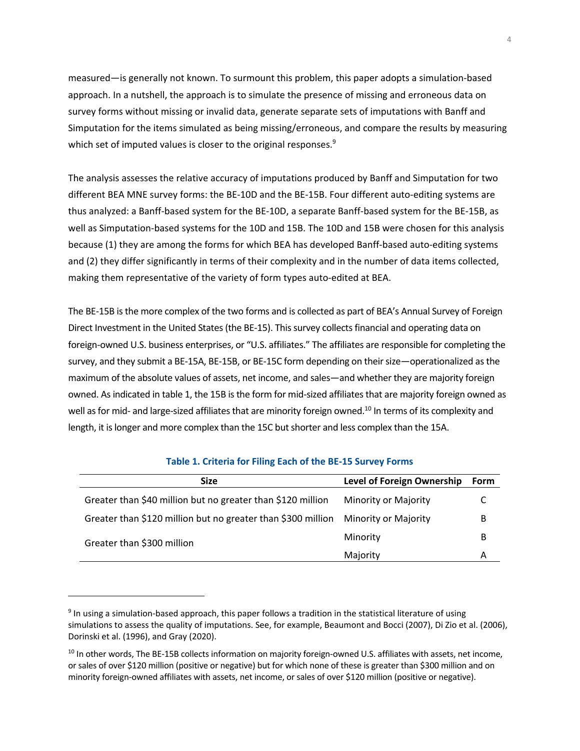measured—is generally not known. To surmount this problem, this paper adopts a simulation-based approach. In a nutshell, the approach is to simulate the presence of missing and erroneous data on survey forms without missing or invalid data, generate separate sets of imputations with Banff and Simputation for the items simulated as being missing/erroneous, and compare the results by measuring which set of imputed values is closer to the original responses.[9]

The analysis assesses the relative accuracy of imputations produced by Banff and Simputation for two different BEA MNE survey forms: the BE-10D and the BE-15B. Four different auto-editing systems are thus analyzed: a Banff-based system for the BE-10D, a separate Banff-based system for the BE-15B, as well as Simputation-based systems for the 10D and 15B. The 10D and 15B were chosen for this analysis because (1) they are among the forms for which BEA has developed Banff-based auto-editing systems and (2) they differ significantly in terms of their complexity and in the number of data items collected, making them representative of the variety of form types auto-edited at BEA.

The BE-15B is the more complex of the two forms and is collected as part of BEA's Annual Survey of Foreign Direct Investment in the United States (the BE-15). This survey collects financial and operating data on foreign-owned U.S. business enterprises, or "U.S. affiliates." The affiliates are responsible for completing the survey, and they submit a BE-15A, BE-15B, or BE-15C form depending on their size—operationalized as the maximum of the absolute values of assets, net income, and sales—and whether they are majority foreign owned. As indicated in table 1, the 15B is the form for mid-sized affiliates that are majority foreign owned as well as for mid- and large-sized affiliates that are minority foreign owned.[10] In terms of its complexity and length, it is longer and more complex than the 15C but shorter and less complex than the 15A.

**Table 1. Criteria for Filing Each of the BE-15 Survey Forms**

| Size | Level of Foreign Ownership | Form |
|---|---|---|
| Greater than $40 million but no greater than $120 million | Minority or Majority | C |
| Greater than $120 million but no greater than $300 million | Minority or Majority | B |
| Greater than $300 million | Minority | B |
| | Majority | A |

[9] In using a simulation-based approach, this paper follows a tradition in the statistical literature of using simulations to assess the quality of imputations. See, for example, Beaumont and Bocci (2007), Di Zio et al. (2006), Dorinski et al. (1996), and Gray (2020).

[10] In other words, The BE-15B collects information on majority foreign-owned U.S. affiliates with assets, net income, or sales of over $120 million (positive or negative) but for which none of these is greater than $300 million and on minority foreign-owned affiliates with assets, net income, or sales of over $120 million (positive or negative).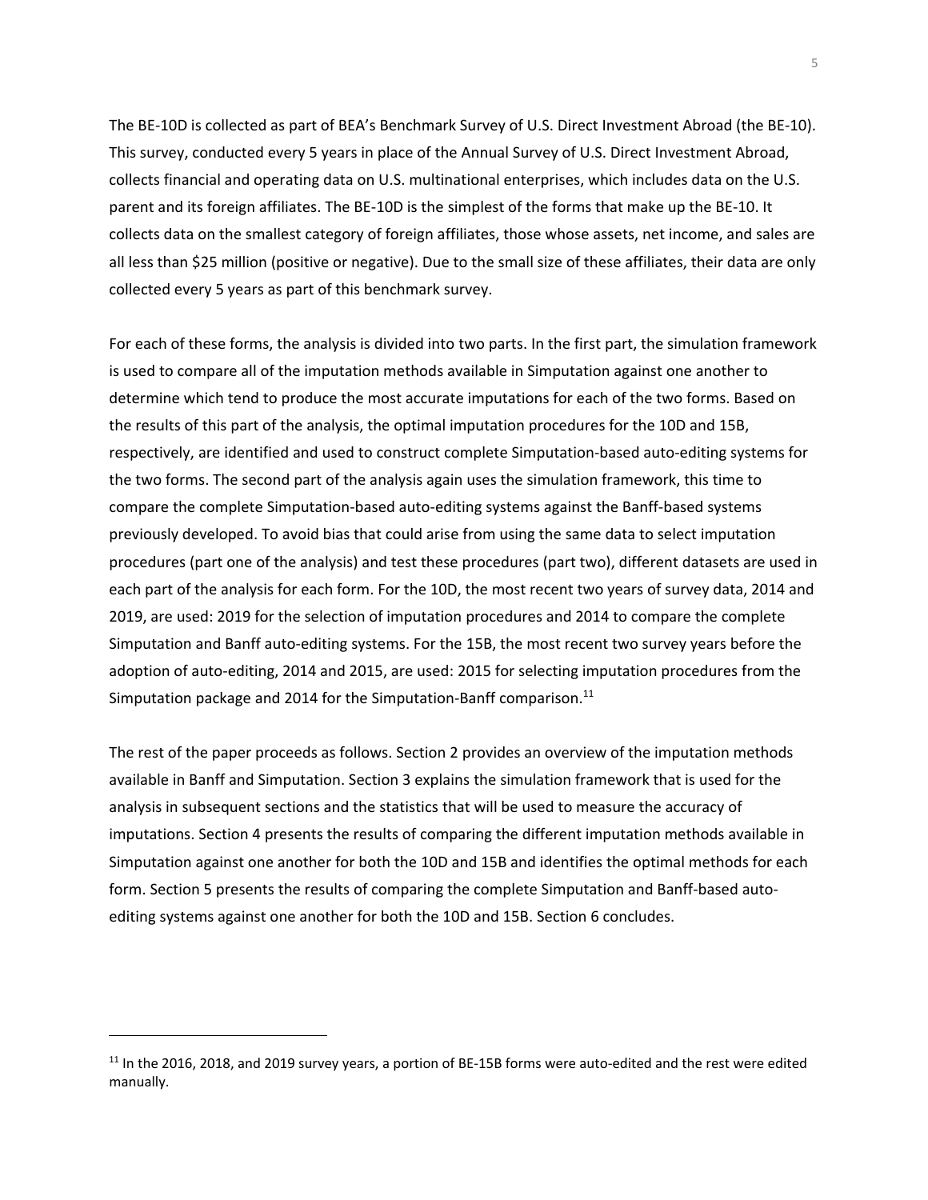The BE-10D is collected as part of BEA's Benchmark Survey of U.S. Direct Investment Abroad (the BE-10). This survey, conducted every 5 years in place of the Annual Survey of U.S. Direct Investment Abroad, collects financial and operating data on U.S. multinational enterprises, which includes data on the U.S. parent and its foreign affiliates. The BE-10D is the simplest of the forms that make up the BE-10. It collects data on the smallest category of foreign affiliates, those whose assets, net income, and sales are all less than $25 million (positive or negative). Due to the small size of these affiliates, their data are only collected every 5 years as part of this benchmark survey.

For each of these forms, the analysis is divided into two parts. In the first part, the simulation framework is used to compare all of the imputation methods available in Simputation against one another to determine which tend to produce the most accurate imputations for each of the two forms. Based on the results of this part of the analysis, the optimal imputation procedures for the 10D and 15B, respectively, are identified and used to construct complete Simputation-based auto-editing systems for the two forms. The second part of the analysis again uses the simulation framework, this time to compare the complete Simputation-based auto-editing systems against the Banff-based systems previously developed. To avoid bias that could arise from using the same data to select imputation procedures (part one of the analysis) and test these procedures (part two), different datasets are used in each part of the analysis for each form. For the 10D, the most recent two years of survey data, 2014 and 2019, are used: 2019 for the selection of imputation procedures and 2014 to compare the complete Simputation and Banff auto-editing systems. For the 15B, the most recent two survey years before the adoption of auto-editing, 2014 and 2015, are used: 2015 for selecting imputation procedures from the Simputation package and 2014 for the Simputation-Banff comparison.[11]

The rest of the paper proceeds as follows. Section 2 provides an overview of the imputation methods available in Banff and Simputation. Section 3 explains the simulation framework that is used for the analysis in subsequent sections and the statistics that will be used to measure the accuracy of imputations. Section 4 presents the results of comparing the different imputation methods available in Simputation against one another for both the 10D and 15B and identifies the optimal methods for each form. Section 5 presents the results of comparing the complete Simputation and Banff-based auto-editing systems against one another for both the 10D and 15B. Section 6 concludes.

---

[11] In the 2016, 2018, and 2019 survey years, a portion of BE-15B forms were auto-edited and the rest were edited manually.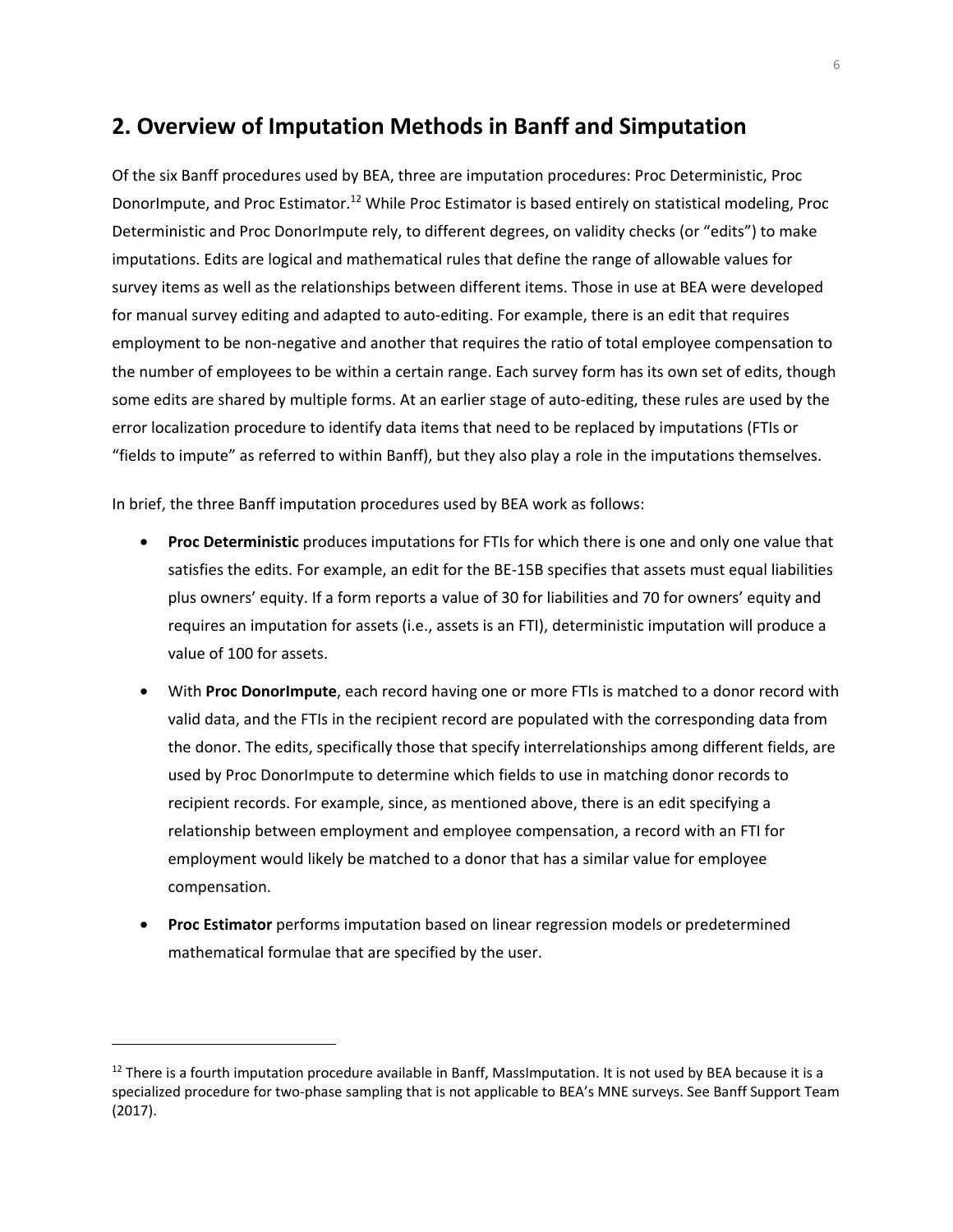## 2. Overview of Imputation Methods in Banff and Simputation

Of the six Banff procedures used by BEA, three are imputation procedures: Proc Deterministic, Proc DonorImpute, and Proc Estimator.[12] While Proc Estimator is based entirely on statistical modeling, Proc Deterministic and Proc DonorImpute rely, to different degrees, on validity checks (or "edits") to make imputations. Edits are logical and mathematical rules that define the range of allowable values for survey items as well as the relationships between different items. Those in use at BEA were developed for manual survey editing and adapted to auto-editing. For example, there is an edit that requires employment to be non-negative and another that requires the ratio of total employee compensation to the number of employees to be within a certain range. Each survey form has its own set of edits, though some edits are shared by multiple forms. At an earlier stage of auto-editing, these rules are used by the error localization procedure to identify data items that need to be replaced by imputations (FTIs or "fields to impute" as referred to within Banff), but they also play a role in the imputations themselves.

In brief, the three Banff imputation procedures used by BEA work as follows:

- **Proc Deterministic** produces imputations for FTIs for which there is one and only one value that satisfies the edits. For example, an edit for the BE-15B specifies that assets must equal liabilities plus owners' equity. If a form reports a value of 30 for liabilities and 70 for owners' equity and requires an imputation for assets (i.e., assets is an FTI), deterministic imputation will produce a value of 100 for assets.
- With **Proc DonorImpute**, each record having one or more FTIs is matched to a donor record with valid data, and the FTIs in the recipient record are populated with the corresponding data from the donor. The edits, specifically those that specify interrelationships among different fields, are used by Proc DonorImpute to determine which fields to use in matching donor records to recipient records. For example, since, as mentioned above, there is an edit specifying a relationship between employment and employee compensation, a record with an FTI for employment would likely be matched to a donor that has a similar value for employee compensation.
- **Proc Estimator** performs imputation based on linear regression models or predetermined mathematical formulae that are specified by the user.

---

[12] There is a fourth imputation procedure available in Banff, MassImputation. It is not used by BEA because it is a specialized procedure for two-phase sampling that is not applicable to BEA's MNE surveys. See Banff Support Team (2017).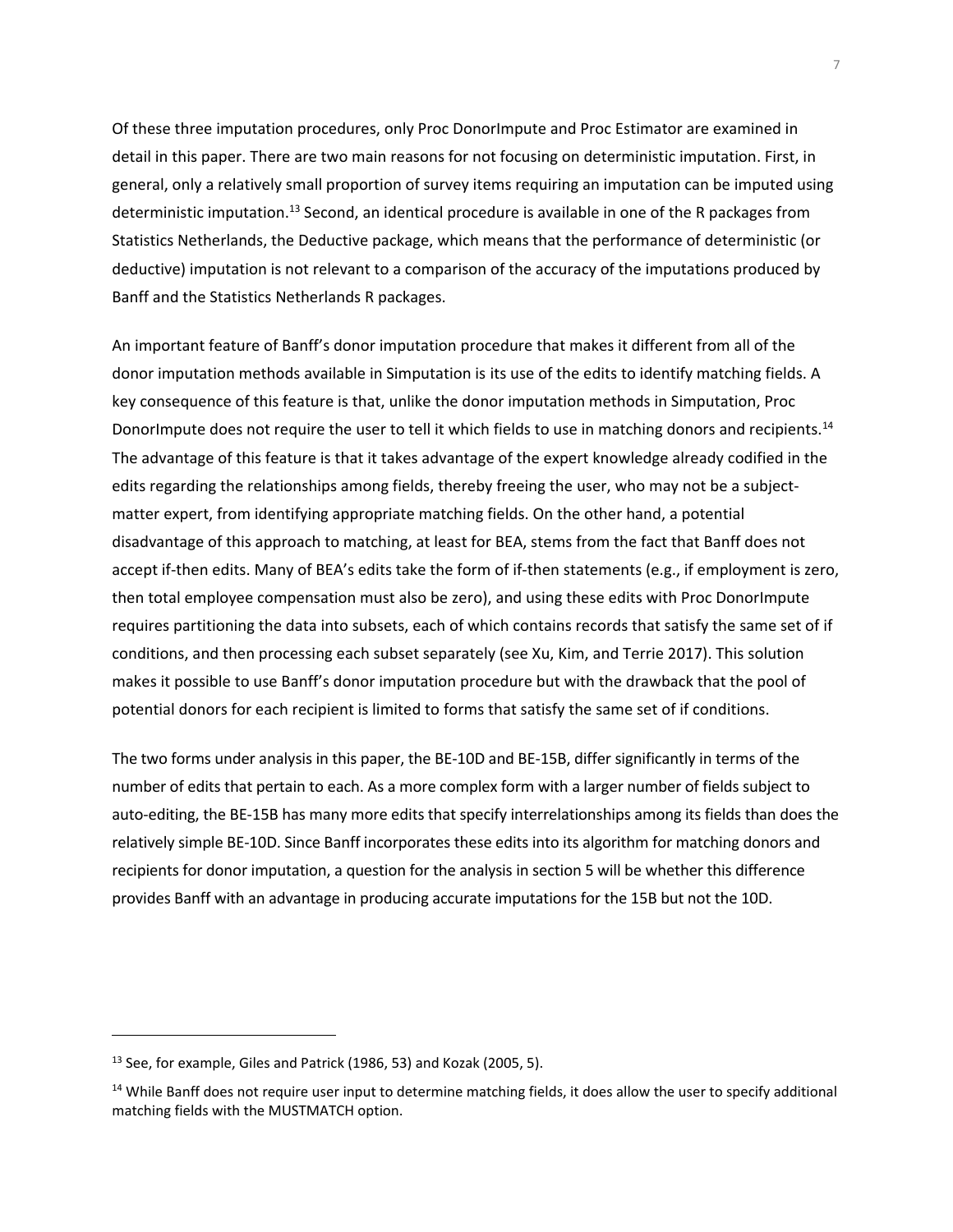Of these three imputation procedures, only Proc DonorImpute and Proc Estimator are examined in detail in this paper. There are two main reasons for not focusing on deterministic imputation. First, in general, only a relatively small proportion of survey items requiring an imputation can be imputed using deterministic imputation.[13] Second, an identical procedure is available in one of the R packages from Statistics Netherlands, the Deductive package, which means that the performance of deterministic (or deductive) imputation is not relevant to a comparison of the accuracy of the imputations produced by Banff and the Statistics Netherlands R packages.

An important feature of Banff's donor imputation procedure that makes it different from all of the donor imputation methods available in Simputation is its use of the edits to identify matching fields. A key consequence of this feature is that, unlike the donor imputation methods in Simputation, Proc DonorImpute does not require the user to tell it which fields to use in matching donors and recipients.[14] The advantage of this feature is that it takes advantage of the expert knowledge already codified in the edits regarding the relationships among fields, thereby freeing the user, who may not be a subject-matter expert, from identifying appropriate matching fields. On the other hand, a potential disadvantage of this approach to matching, at least for BEA, stems from the fact that Banff does not accept if-then edits. Many of BEA's edits take the form of if-then statements (e.g., if employment is zero, then total employee compensation must also be zero), and using these edits with Proc DonorImpute requires partitioning the data into subsets, each of which contains records that satisfy the same set of if conditions, and then processing each subset separately (see Xu, Kim, and Terrie 2017). This solution makes it possible to use Banff's donor imputation procedure but with the drawback that the pool of potential donors for each recipient is limited to forms that satisfy the same set of if conditions.

The two forms under analysis in this paper, the BE-10D and BE-15B, differ significantly in terms of the number of edits that pertain to each. As a more complex form with a larger number of fields subject to auto-editing, the BE-15B has many more edits that specify interrelationships among its fields than does the relatively simple BE-10D. Since Banff incorporates these edits into its algorithm for matching donors and recipients for donor imputation, a question for the analysis in section 5 will be whether this difference provides Banff with an advantage in producing accurate imputations for the 15B but not the 10D.

---

[13] See, for example, Giles and Patrick (1986, 53) and Kozak (2005, 5).

[14] While Banff does not require user input to determine matching fields, it does allow the user to specify additional matching fields with the MUSTMATCH option.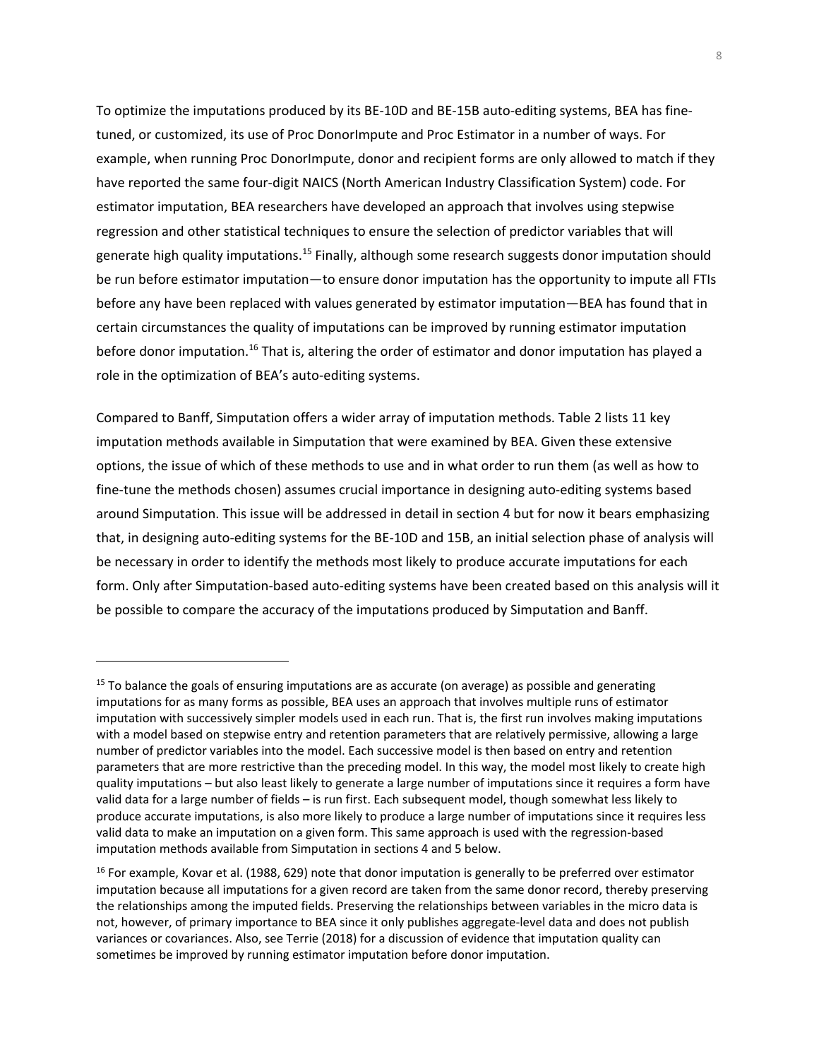To optimize the imputations produced by its BE-10D and BE-15B auto-editing systems, BEA has fine-tuned, or customized, its use of Proc DonorImpute and Proc Estimator in a number of ways. For example, when running Proc DonorImpute, donor and recipient forms are only allowed to match if they have reported the same four-digit NAICS (North American Industry Classification System) code. For estimator imputation, BEA researchers have developed an approach that involves using stepwise regression and other statistical techniques to ensure the selection of predictor variables that will generate high quality imputations.[15] Finally, although some research suggests donor imputation should be run before estimator imputation—to ensure donor imputation has the opportunity to impute all FTIs before any have been replaced with values generated by estimator imputation—BEA has found that in certain circumstances the quality of imputations can be improved by running estimator imputation before donor imputation.[16] That is, altering the order of estimator and donor imputation has played a role in the optimization of BEA's auto-editing systems.

Compared to Banff, Simputation offers a wider array of imputation methods. Table 2 lists 11 key imputation methods available in Simputation that were examined by BEA. Given these extensive options, the issue of which of these methods to use and in what order to run them (as well as how to fine-tune the methods chosen) assumes crucial importance in designing auto-editing systems based around Simputation. This issue will be addressed in detail in section 4 but for now it bears emphasizing that, in designing auto-editing systems for the BE-10D and 15B, an initial selection phase of analysis will be necessary in order to identify the methods most likely to produce accurate imputations for each form. Only after Simputation-based auto-editing systems have been created based on this analysis will it be possible to compare the accuracy of the imputations produced by Simputation and Banff.

---

[15] To balance the goals of ensuring imputations are as accurate (on average) as possible and generating imputations for as many forms as possible, BEA uses an approach that involves multiple runs of estimator imputation with successively simpler models used in each run. That is, the first run involves making imputations with a model based on stepwise entry and retention parameters that are relatively permissive, allowing a large number of predictor variables into the model. Each successive model is then based on entry and retention parameters that are more restrictive than the preceding model. In this way, the model most likely to create high quality imputations – but also least likely to generate a large number of imputations since it requires a form have valid data for a large number of fields – is run first. Each subsequent model, though somewhat less likely to produce accurate imputations, is also more likely to produce a large number of imputations since it requires less valid data to make an imputation on a given form. This same approach is used with the regression-based imputation methods available from Simputation in sections 4 and 5 below.

[16] For example, Kovar et al. (1988, 629) note that donor imputation is generally to be preferred over estimator imputation because all imputations for a given record are taken from the same donor record, thereby preserving the relationships among the imputed fields. Preserving the relationships between variables in the micro data is not, however, of primary importance to BEA since it only publishes aggregate-level data and does not publish variances or covariances. Also, see Terrie (2018) for a discussion of evidence that imputation quality can sometimes be improved by running estimator imputation before donor imputation.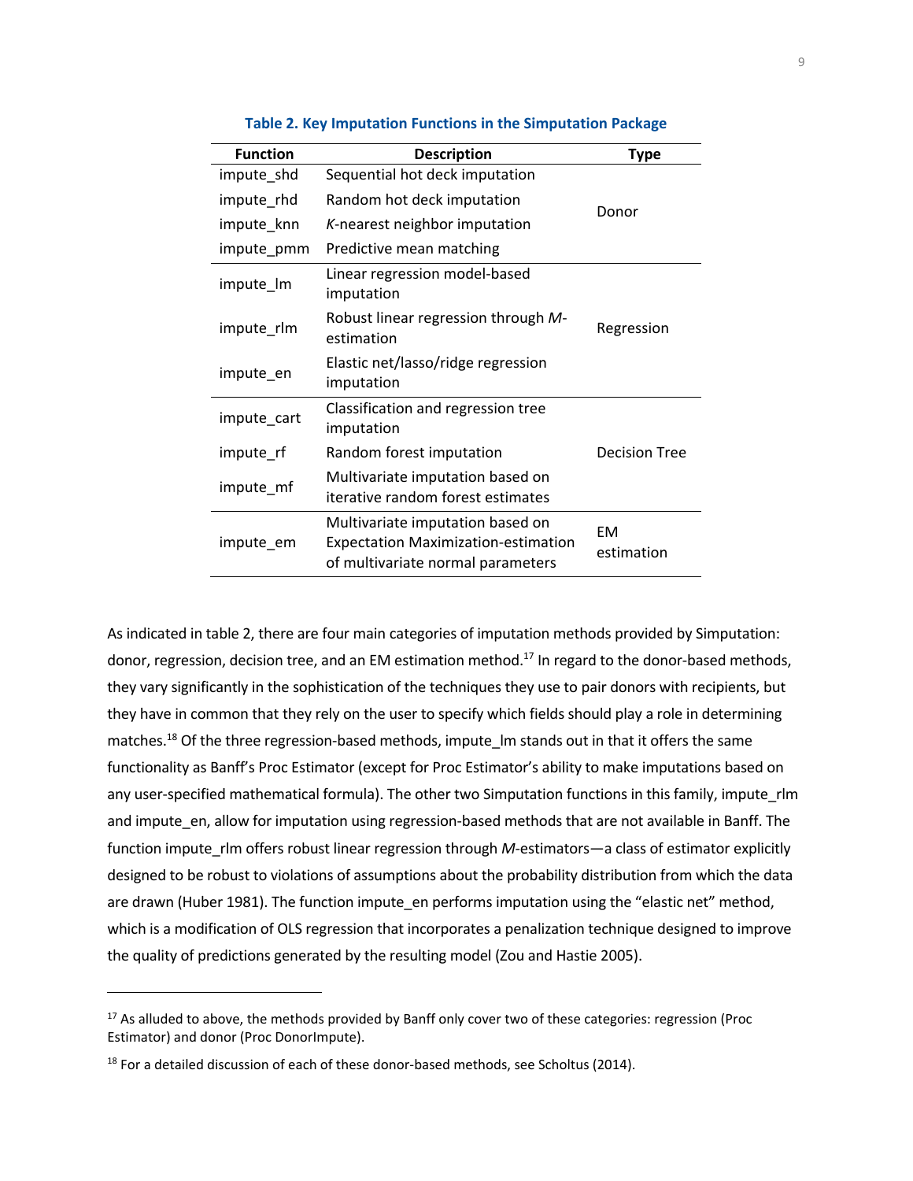**Table 2. Key Imputation Functions in the Simputation Package**

| Function | Description | Type |
|---|---|---|
| impute_shd | Sequential hot deck imputation | Donor |
| impute_rhd | Random hot deck imputation | |
| impute_knn | *K*-nearest neighbor imputation | |
| impute_pmm | Predictive mean matching | |
| impute_lm | Linear regression model-based imputation | Regression |
| impute_rlm | Robust linear regression through *M*-estimation | |
| impute_en | Elastic net/lasso/ridge regression imputation | |
| impute_cart | Classification and regression tree imputation | Decision Tree |
| impute_rf | Random forest imputation | |
| impute_mf | Multivariate imputation based on iterative random forest estimates | |
| impute_em | Multivariate imputation based on Expectation Maximization-estimation of multivariate normal parameters | EM estimation |

As indicated in table 2, there are four main categories of imputation methods provided by Simputation: donor, regression, decision tree, and an EM estimation method.[17] In regard to the donor-based methods, they vary significantly in the sophistication of the techniques they use to pair donors with recipients, but they have in common that they rely on the user to specify which fields should play a role in determining matches.[18] Of the three regression-based methods, impute_lm stands out in that it offers the same functionality as Banff's Proc Estimator (except for Proc Estimator's ability to make imputations based on any user-specified mathematical formula). The other two Simputation functions in this family, impute_rlm and impute_en, allow for imputation using regression-based methods that are not available in Banff. The function impute_rlm offers robust linear regression through *M*-estimators—a class of estimator explicitly designed to be robust to violations of assumptions about the probability distribution from which the data are drawn (Huber 1981). The function impute_en performs imputation using the "elastic net" method, which is a modification of OLS regression that incorporates a penalization technique designed to improve the quality of predictions generated by the resulting model (Zou and Hastie 2005).

[17] As alluded to above, the methods provided by Banff only cover two of these categories: regression (Proc Estimator) and donor (Proc DonorImpute).

[18] For a detailed discussion of each of these donor-based methods, see Scholtus (2014).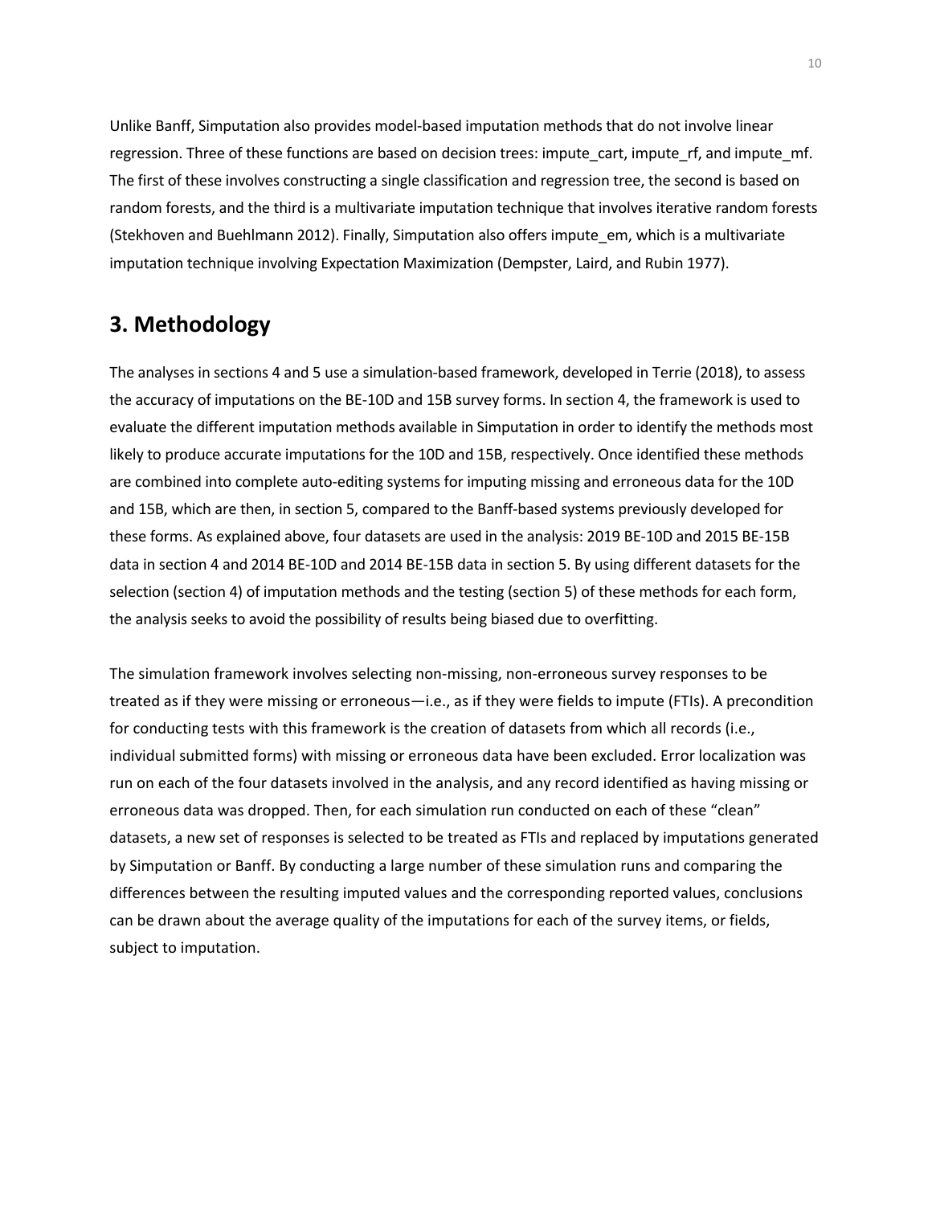Unlike Banff, Simputation also provides model-based imputation methods that do not involve linear regression. Three of these functions are based on decision trees: impute_cart, impute_rf, and impute_mf. The first of these involves constructing a single classification and regression tree, the second is based on random forests, and the third is a multivariate imputation technique that involves iterative random forests (Stekhoven and Buehlmann 2012). Finally, Simputation also offers impute_em, which is a multivariate imputation technique involving Expectation Maximization (Dempster, Laird, and Rubin 1977).

## 3. Methodology

The analyses in sections 4 and 5 use a simulation-based framework, developed in Terrie (2018), to assess the accuracy of imputations on the BE-10D and 15B survey forms. In section 4, the framework is used to evaluate the different imputation methods available in Simputation in order to identify the methods most likely to produce accurate imputations for the 10D and 15B, respectively. Once identified these methods are combined into complete auto-editing systems for imputing missing and erroneous data for the 10D and 15B, which are then, in section 5, compared to the Banff-based systems previously developed for these forms. As explained above, four datasets are used in the analysis: 2019 BE-10D and 2015 BE-15B data in section 4 and 2014 BE-10D and 2014 BE-15B data in section 5. By using different datasets for the selection (section 4) of imputation methods and the testing (section 5) of these methods for each form, the analysis seeks to avoid the possibility of results being biased due to overfitting.

The simulation framework involves selecting non-missing, non-erroneous survey responses to be treated as if they were missing or erroneous—i.e., as if they were fields to impute (FTIs). A precondition for conducting tests with this framework is the creation of datasets from which all records (i.e., individual submitted forms) with missing or erroneous data have been excluded. Error localization was run on each of the four datasets involved in the analysis, and any record identified as having missing or erroneous data was dropped. Then, for each simulation run conducted on each of these “clean” datasets, a new set of responses is selected to be treated as FTIs and replaced by imputations generated by Simputation or Banff. By conducting a large number of these simulation runs and comparing the differences between the resulting imputed values and the corresponding reported values, conclusions can be drawn about the average quality of the imputations for each of the survey items, or fields, subject to imputation.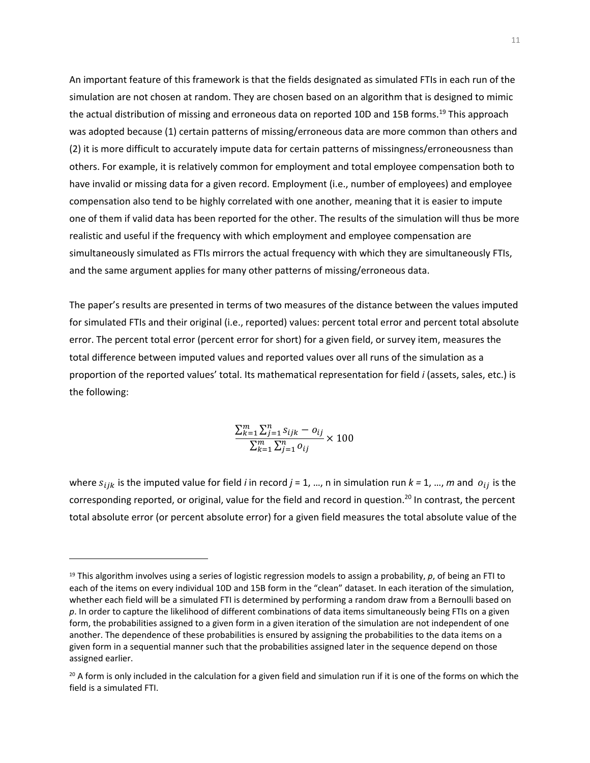An important feature of this framework is that the fields designated as simulated FTIs in each run of the simulation are not chosen at random. They are chosen based on an algorithm that is designed to mimic the actual distribution of missing and erroneous data on reported 10D and 15B forms.[19] This approach was adopted because (1) certain patterns of missing/erroneous data are more common than others and (2) it is more difficult to accurately impute data for certain patterns of missingness/erroneousness than others. For example, it is relatively common for employment and total employee compensation both to have invalid or missing data for a given record. Employment (i.e., number of employees) and employee compensation also tend to be highly correlated with one another, meaning that it is easier to impute one of them if valid data has been reported for the other. The results of the simulation will thus be more realistic and useful if the frequency with which employment and employee compensation are simultaneously simulated as FTIs mirrors the actual frequency with which they are simultaneously FTIs, and the same argument applies for many other patterns of missing/erroneous data.

The paper's results are presented in terms of two measures of the distance between the values imputed for simulated FTIs and their original (i.e., reported) values: percent total error and percent total absolute error. The percent total error (percent error for short) for a given field, or survey item, measures the total difference between imputed values and reported values over all runs of the simulation as a proportion of the reported values' total. Its mathematical representation for field *i* (assets, sales, etc.) is the following:

$$\frac{\sum_{k=1}^{m}\sum_{j=1}^{n} s_{ijk} - o_{ij}}{\sum_{k=1}^{m}\sum_{j=1}^{n} o_{ij}} \times 100$$

where $s_{ijk}$ is the imputed value for field *i* in record *j* = 1, …, n in simulation run *k* = 1, …, *m* and $o_{ij}$ is the corresponding reported, or original, value for the field and record in question.[20] In contrast, the percent total absolute error (or percent absolute error) for a given field measures the total absolute value of the

[19] This algorithm involves using a series of logistic regression models to assign a probability, *p*, of being an FTI to each of the items on every individual 10D and 15B form in the "clean" dataset. In each iteration of the simulation, whether each field will be a simulated FTI is determined by performing a random draw from a Bernoulli based on *p*. In order to capture the likelihood of different combinations of data items simultaneously being FTIs on a given form, the probabilities assigned to a given form in a given iteration of the simulation are not independent of one another. The dependence of these probabilities is ensured by assigning the probabilities to the data items on a given form in a sequential manner such that the probabilities assigned later in the sequence depend on those assigned earlier.

[20] A form is only included in the calculation for a given field and simulation run if it is one of the forms on which the field is a simulated FTI.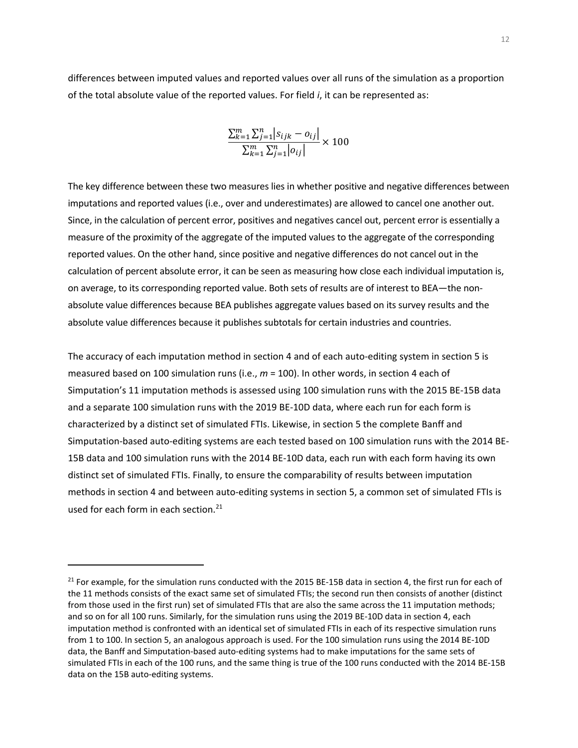differences between imputed values and reported values over all runs of the simulation as a proportion of the total absolute value of the reported values. For field *i*, it can be represented as:

$$\frac{\sum_{k=1}^{m}\sum_{j=1}^{n}\left|s_{ijk}-o_{ij}\right|}{\sum_{k=1}^{m}\sum_{j=1}^{n}\left|o_{ij}\right|}\times 100$$

The key difference between these two measures lies in whether positive and negative differences between imputations and reported values (i.e., over and underestimates) are allowed to cancel one another out. Since, in the calculation of percent error, positives and negatives cancel out, percent error is essentially a measure of the proximity of the aggregate of the imputed values to the aggregate of the corresponding reported values. On the other hand, since positive and negative differences do not cancel out in the calculation of percent absolute error, it can be seen as measuring how close each individual imputation is, on average, to its corresponding reported value. Both sets of results are of interest to BEA—the non-absolute value differences because BEA publishes aggregate values based on its survey results and the absolute value differences because it publishes subtotals for certain industries and countries.

The accuracy of each imputation method in section 4 and of each auto-editing system in section 5 is measured based on 100 simulation runs (i.e., $m = 100$). In other words, in section 4 each of Simputation's 11 imputation methods is assessed using 100 simulation runs with the 2015 BE-15B data and a separate 100 simulation runs with the 2019 BE-10D data, where each run for each form is characterized by a distinct set of simulated FTIs. Likewise, in section 5 the complete Banff and Simputation-based auto-editing systems are each tested based on 100 simulation runs with the 2014 BE-15B data and 100 simulation runs with the 2014 BE-10D data, each run with each form having its own distinct set of simulated FTIs. Finally, to ensure the comparability of results between imputation methods in section 4 and between auto-editing systems in section 5, a common set of simulated FTIs is used for each form in each section.[21]

[21] For example, for the simulation runs conducted with the 2015 BE-15B data in section 4, the first run for each of the 11 methods consists of the exact same set of simulated FTIs; the second run then consists of another (distinct from those used in the first run) set of simulated FTIs that are also the same across the 11 imputation methods; and so on for all 100 runs. Similarly, for the simulation runs using the 2019 BE-10D data in section 4, each imputation method is confronted with an identical set of simulated FTIs in each of its respective simulation runs from 1 to 100. In section 5, an analogous approach is used. For the 100 simulation runs using the 2014 BE-10D data, the Banff and Simputation-based auto-editing systems had to make imputations for the same sets of simulated FTIs in each of the 100 runs, and the same thing is true of the 100 runs conducted with the 2014 BE-15B data on the 15B auto-editing systems.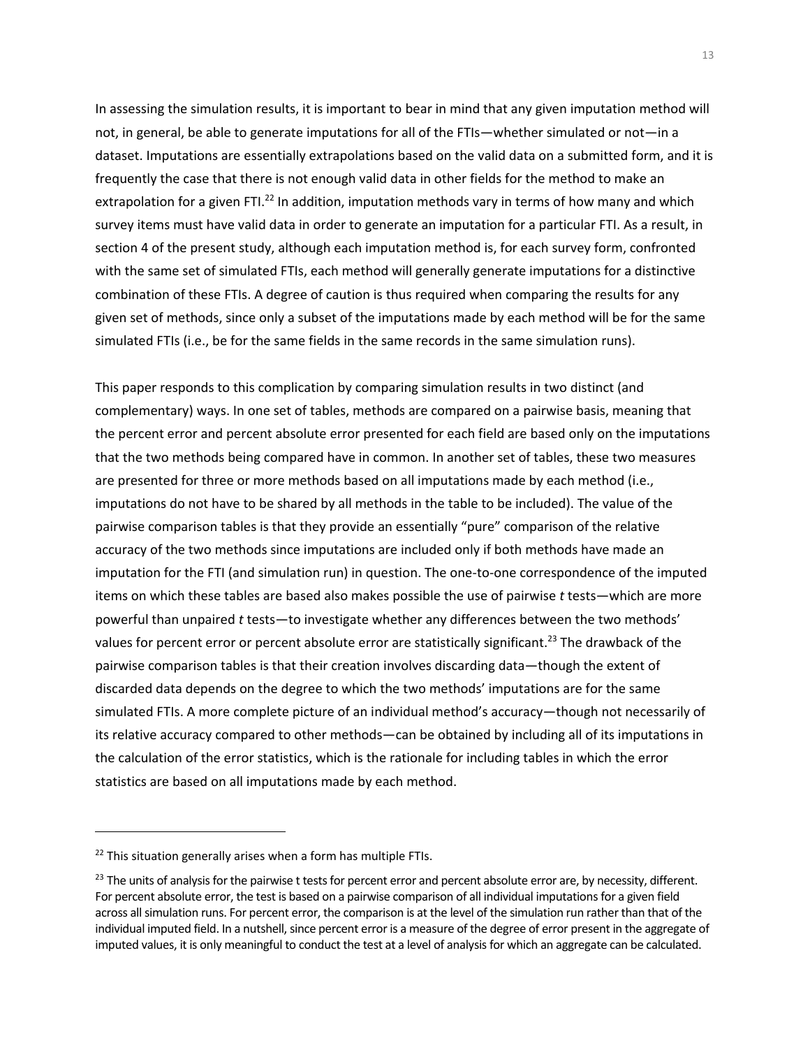In assessing the simulation results, it is important to bear in mind that any given imputation method will not, in general, be able to generate imputations for all of the FTIs—whether simulated or not—in a dataset. Imputations are essentially extrapolations based on the valid data on a submitted form, and it is frequently the case that there is not enough valid data in other fields for the method to make an extrapolation for a given FTI.[22] In addition, imputation methods vary in terms of how many and which survey items must have valid data in order to generate an imputation for a particular FTI. As a result, in section 4 of the present study, although each imputation method is, for each survey form, confronted with the same set of simulated FTIs, each method will generally generate imputations for a distinctive combination of these FTIs. A degree of caution is thus required when comparing the results for any given set of methods, since only a subset of the imputations made by each method will be for the same simulated FTIs (i.e., be for the same fields in the same records in the same simulation runs).

This paper responds to this complication by comparing simulation results in two distinct (and complementary) ways. In one set of tables, methods are compared on a pairwise basis, meaning that the percent error and percent absolute error presented for each field are based only on the imputations that the two methods being compared have in common. In another set of tables, these two measures are presented for three or more methods based on all imputations made by each method (i.e., imputations do not have to be shared by all methods in the table to be included). The value of the pairwise comparison tables is that they provide an essentially "pure" comparison of the relative accuracy of the two methods since imputations are included only if both methods have made an imputation for the FTI (and simulation run) in question. The one-to-one correspondence of the imputed items on which these tables are based also makes possible the use of pairwise *t* tests—which are more powerful than unpaired *t* tests—to investigate whether any differences between the two methods' values for percent error or percent absolute error are statistically significant.[23] The drawback of the pairwise comparison tables is that their creation involves discarding data—though the extent of discarded data depends on the degree to which the two methods' imputations are for the same simulated FTIs. A more complete picture of an individual method's accuracy—though not necessarily of its relative accuracy compared to other methods—can be obtained by including all of its imputations in the calculation of the error statistics, which is the rationale for including tables in which the error statistics are based on all imputations made by each method.

---

[22] This situation generally arises when a form has multiple FTIs.

[23] The units of analysis for the pairwise t tests for percent error and percent absolute error are, by necessity, different. For percent absolute error, the test is based on a pairwise comparison of all individual imputations for a given field across all simulation runs. For percent error, the comparison is at the level of the simulation run rather than that of the individual imputed field. In a nutshell, since percent error is a measure of the degree of error present in the aggregate of imputed values, it is only meaningful to conduct the test at a level of analysis for which an aggregate can be calculated.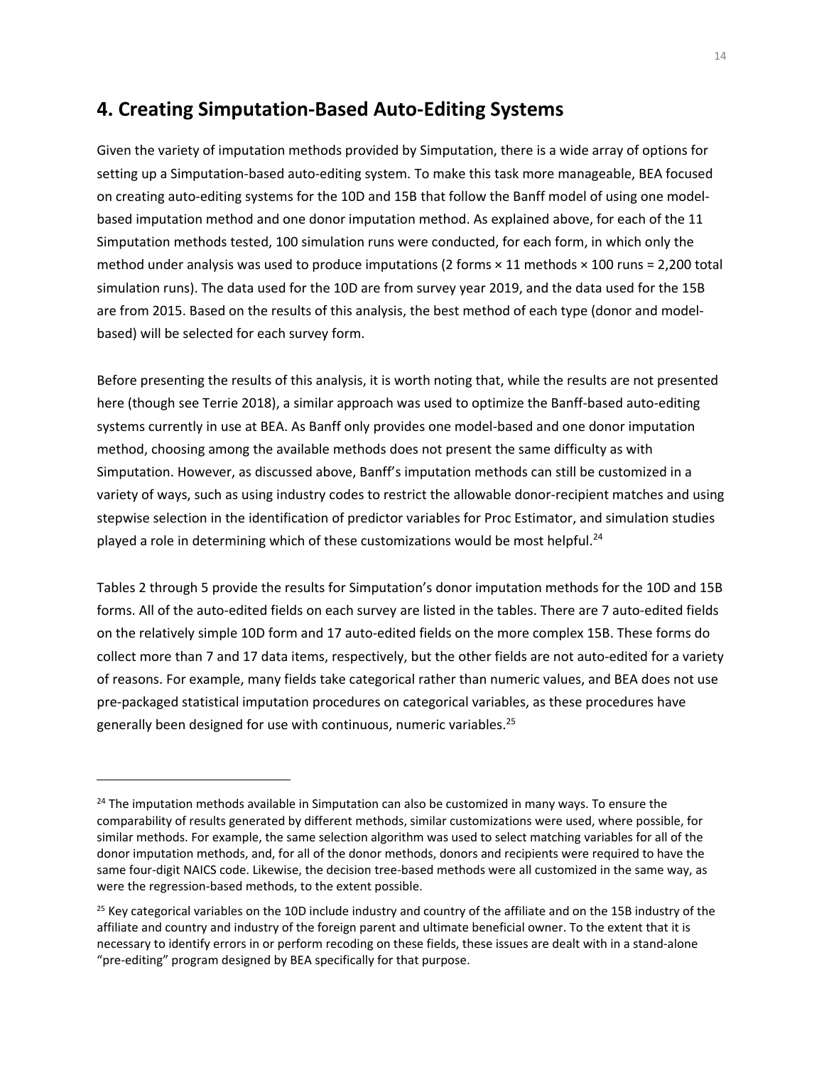## 4. Creating Simputation-Based Auto-Editing Systems

Given the variety of imputation methods provided by Simputation, there is a wide array of options for setting up a Simputation-based auto-editing system. To make this task more manageable, BEA focused on creating auto-editing systems for the 10D and 15B that follow the Banff model of using one model-based imputation method and one donor imputation method. As explained above, for each of the 11 Simputation methods tested, 100 simulation runs were conducted, for each form, in which only the method under analysis was used to produce imputations (2 forms × 11 methods × 100 runs = 2,200 total simulation runs). The data used for the 10D are from survey year 2019, and the data used for the 15B are from 2015. Based on the results of this analysis, the best method of each type (donor and model-based) will be selected for each survey form.

Before presenting the results of this analysis, it is worth noting that, while the results are not presented here (though see Terrie 2018), a similar approach was used to optimize the Banff-based auto-editing systems currently in use at BEA. As Banff only provides one model-based and one donor imputation method, choosing among the available methods does not present the same difficulty as with Simputation. However, as discussed above, Banff's imputation methods can still be customized in a variety of ways, such as using industry codes to restrict the allowable donor-recipient matches and using stepwise selection in the identification of predictor variables for Proc Estimator, and simulation studies played a role in determining which of these customizations would be most helpful.[24]

Tables 2 through 5 provide the results for Simputation's donor imputation methods for the 10D and 15B forms. All of the auto-edited fields on each survey are listed in the tables. There are 7 auto-edited fields on the relatively simple 10D form and 17 auto-edited fields on the more complex 15B. These forms do collect more than 7 and 17 data items, respectively, but the other fields are not auto-edited for a variety of reasons. For example, many fields take categorical rather than numeric values, and BEA does not use pre-packaged statistical imputation procedures on categorical variables, as these procedures have generally been designed for use with continuous, numeric variables.[25]

---

[24] The imputation methods available in Simputation can also be customized in many ways. To ensure the comparability of results generated by different methods, similar customizations were used, where possible, for similar methods. For example, the same selection algorithm was used to select matching variables for all of the donor imputation methods, and, for all of the donor methods, donors and recipients were required to have the same four-digit NAICS code. Likewise, the decision tree-based methods were all customized in the same way, as were the regression-based methods, to the extent possible.

[25] Key categorical variables on the 10D include industry and country of the affiliate and on the 15B industry of the affiliate and country and industry of the foreign parent and ultimate beneficial owner. To the extent that it is necessary to identify errors in or perform recoding on these fields, these issues are dealt with in a stand-alone "pre-editing" program designed by BEA specifically for that purpose.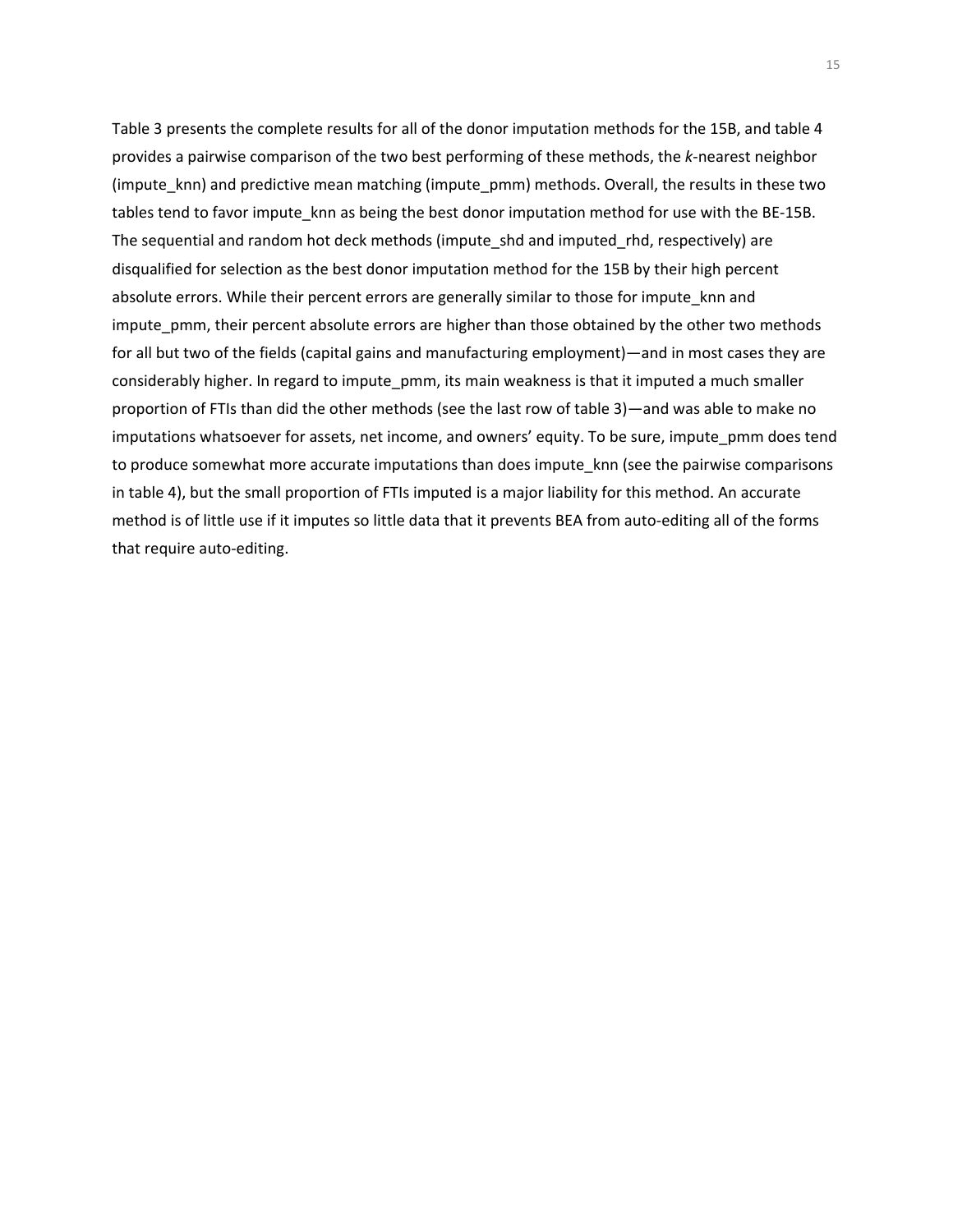Table 3 presents the complete results for all of the donor imputation methods for the 15B, and table 4 provides a pairwise comparison of the two best performing of these methods, the *k*-nearest neighbor (impute_knn) and predictive mean matching (impute_pmm) methods. Overall, the results in these two tables tend to favor impute_knn as being the best donor imputation method for use with the BE-15B. The sequential and random hot deck methods (impute_shd and imputed_rhd, respectively) are disqualified for selection as the best donor imputation method for the 15B by their high percent absolute errors. While their percent errors are generally similar to those for impute_knn and impute_pmm, their percent absolute errors are higher than those obtained by the other two methods for all but two of the fields (capital gains and manufacturing employment)—and in most cases they are considerably higher. In regard to impute_pmm, its main weakness is that it imputed a much smaller proportion of FTIs than did the other methods (see the last row of table 3)—and was able to make no imputations whatsoever for assets, net income, and owners' equity. To be sure, impute_pmm does tend to produce somewhat more accurate imputations than does impute_knn (see the pairwise comparisons in table 4), but the small proportion of FTIs imputed is a major liability for this method. An accurate method is of little use if it imputes so little data that it prevents BEA from auto-editing all of the forms that require auto-editing.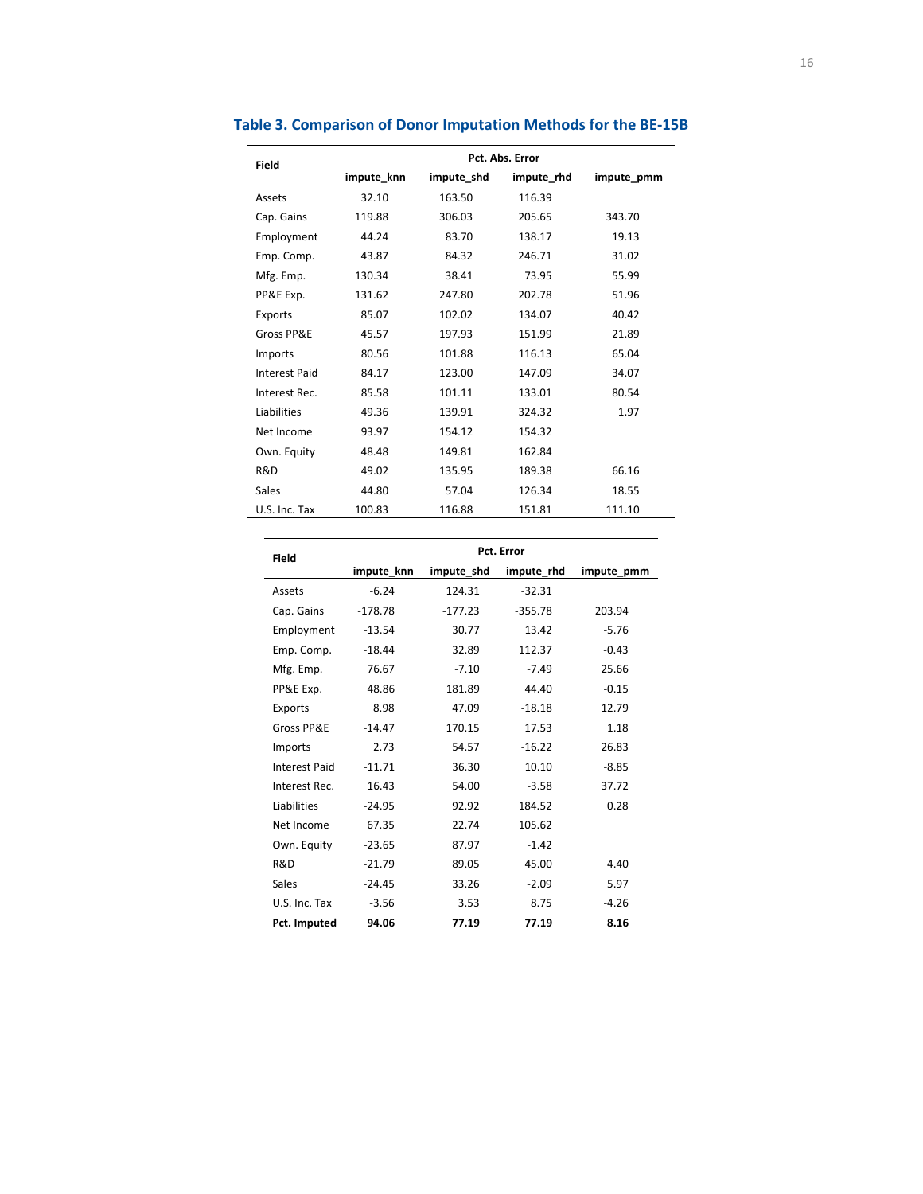## Table 3. Comparison of Donor Imputation Methods for the BE-15B

| Field | Pct. Abs. Error | | | |
|---|---|---|---|---|
| | impute_knn | impute_shd | impute_rhd | impute_pmm |
| Assets | 32.10 | 163.50 | 116.39 | |
| Cap. Gains | 119.88 | 306.03 | 205.65 | 343.70 |
| Employment | 44.24 | 83.70 | 138.17 | 19.13 |
| Emp. Comp. | 43.87 | 84.32 | 246.71 | 31.02 |
| Mfg. Emp. | 130.34 | 38.41 | 73.95 | 55.99 |
| PP&E Exp. | 131.62 | 247.80 | 202.78 | 51.96 |
| Exports | 85.07 | 102.02 | 134.07 | 40.42 |
| Gross PP&E | 45.57 | 197.93 | 151.99 | 21.89 |
| Imports | 80.56 | 101.88 | 116.13 | 65.04 |
| Interest Paid | 84.17 | 123.00 | 147.09 | 34.07 |
| Interest Rec. | 85.58 | 101.11 | 133.01 | 80.54 |
| Liabilities | 49.36 | 139.91 | 324.32 | 1.97 |
| Net Income | 93.97 | 154.12 | 154.32 | |
| Own. Equity | 48.48 | 149.81 | 162.84 | |
| R&D | 49.02 | 135.95 | 189.38 | 66.16 |
| Sales | 44.80 | 57.04 | 126.34 | 18.55 |
| U.S. Inc. Tax | 100.83 | 116.88 | 151.81 | 111.10 |

| Field | Pct. Error | | | |
|---|---|---|---|---|
| | impute_knn | impute_shd | impute_rhd | impute_pmm |
| Assets | -6.24 | 124.31 | -32.31 | |
| Cap. Gains | -178.78 | -177.23 | -355.78 | 203.94 |
| Employment | -13.54 | 30.77 | 13.42 | -5.76 |
| Emp. Comp. | -18.44 | 32.89 | 112.37 | -0.43 |
| Mfg. Emp. | 76.67 | -7.10 | -7.49 | 25.66 |
| PP&E Exp. | 48.86 | 181.89 | 44.40 | -0.15 |
| Exports | 8.98 | 47.09 | -18.18 | 12.79 |
| Gross PP&E | -14.47 | 170.15 | 17.53 | 1.18 |
| Imports | 2.73 | 54.57 | -16.22 | 26.83 |
| Interest Paid | -11.71 | 36.30 | 10.10 | -8.85 |
| Interest Rec. | 16.43 | 54.00 | -3.58 | 37.72 |
| Liabilities | -24.95 | 92.92 | 184.52 | 0.28 |
| Net Income | 67.35 | 22.74 | 105.62 | |
| Own. Equity | -23.65 | 87.97 | -1.42 | |
| R&D | -21.79 | 89.05 | 45.00 | 4.40 |
| Sales | -24.45 | 33.26 | -2.09 | 5.97 |
| U.S. Inc. Tax | -3.56 | 3.53 | 8.75 | -4.26 |
| **Pct. Imputed** | **94.06** | **77.19** | **77.19** | **8.16** |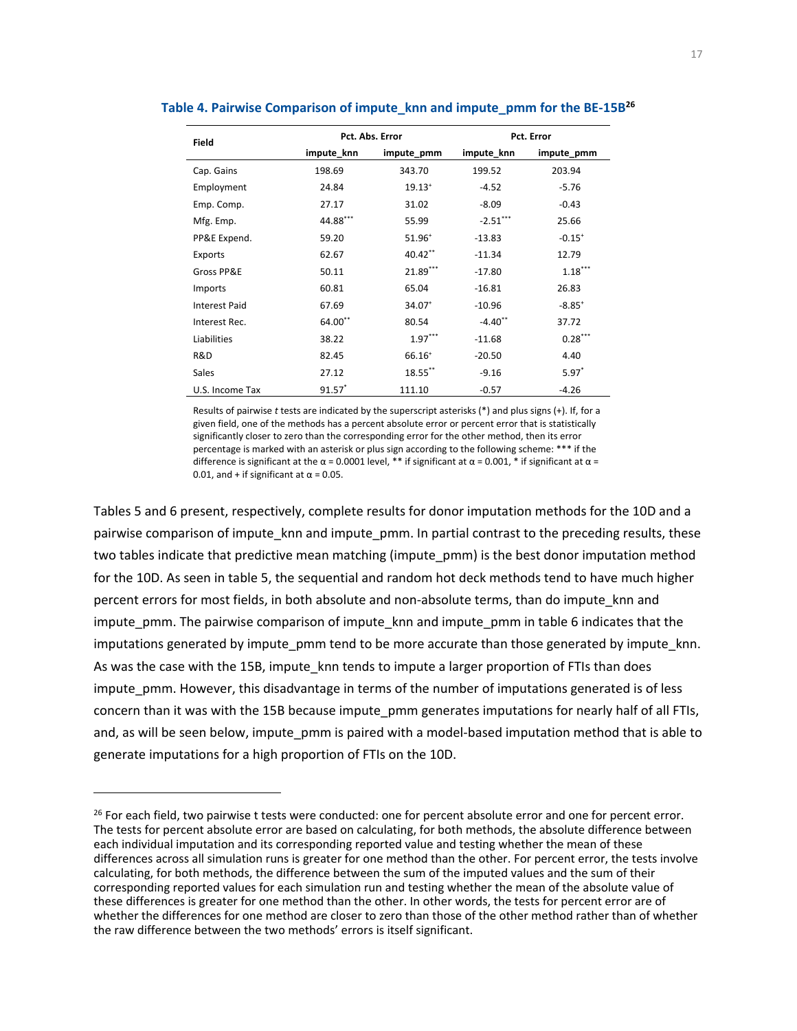### Table 4. Pairwise Comparison of impute_knn and impute_pmm for the BE-15B[26]

| Field | Pct. Abs. Error | | Pct. Error | |
|---|---|---|---|---|
| | impute_knn | impute_pmm | impute_knn | impute_pmm |
| Cap. Gains | 198.69 | 343.70 | 199.52 | 203.94 |
| Employment | 24.84 | 19.13$^{+}$ | -4.52 | -5.76 |
| Emp. Comp. | 27.17 | 31.02 | -8.09 | -0.43 |
| Mfg. Emp. | 44.88$^{***}$ | 55.99 | -2.51$^{***}$ | 25.66 |
| PP&E Expend. | 59.20 | 51.96$^{+}$ | -13.83 | -0.15$^{+}$ |
| Exports | 62.67 | 40.42$^{**}$ | -11.34 | 12.79 |
| Gross PP&E | 50.11 | 21.89$^{***}$ | -17.80 | 1.18$^{***}$ |
| Imports | 60.81 | 65.04 | -16.81 | 26.83 |
| Interest Paid | 67.69 | 34.07$^{+}$ | -10.96 | -8.85$^{+}$ |
| Interest Rec. | 64.00$^{**}$ | 80.54 | -4.40$^{**}$ | 37.72 |
| Liabilities | 38.22 | 1.97$^{***}$ | -11.68 | 0.28$^{***}$ |
| R&D | 82.45 | 66.16$^{+}$ | -20.50 | 4.40 |
| Sales | 27.12 | 18.55$^{**}$ | -9.16 | 5.97$^{*}$ |
| U.S. Income Tax | 91.57$^{*}$ | 111.10 | -0.57 | -4.26 |

Results of pairwise *t* tests are indicated by the superscript asterisks (*) and plus signs (+). If, for a given field, one of the methods has a percent absolute error or percent error that is statistically significantly closer to zero than the corresponding error for the other method, then its error percentage is marked with an asterisk or plus sign according to the following scheme: *** if the difference is significant at the $\alpha = 0.0001$ level, ** if significant at $\alpha = 0.001$, * if significant at $\alpha = 0.01$, and + if significant at $\alpha = 0.05$.

Tables 5 and 6 present, respectively, complete results for donor imputation methods for the 10D and a pairwise comparison of impute_knn and impute_pmm. In partial contrast to the preceding results, these two tables indicate that predictive mean matching (impute_pmm) is the best donor imputation method for the 10D. As seen in table 5, the sequential and random hot deck methods tend to have much higher percent errors for most fields, in both absolute and non-absolute terms, than do impute_knn and impute_pmm. The pairwise comparison of impute_knn and impute_pmm in table 6 indicates that the imputations generated by impute_pmm tend to be more accurate than those generated by impute_knn. As was the case with the 15B, impute_knn tends to impute a larger proportion of FTIs than does impute_pmm. However, this disadvantage in terms of the number of imputations generated is of less concern than it was with the 15B because impute_pmm generates imputations for nearly half of all FTIs, and, as will be seen below, impute_pmm is paired with a model-based imputation method that is able to generate imputations for a high proportion of FTIs on the 10D.

---

[26] For each field, two pairwise t tests were conducted: one for percent absolute error and one for percent error. The tests for percent absolute error are based on calculating, for both methods, the absolute difference between each individual imputation and its corresponding reported value and testing whether the mean of these differences across all simulation runs is greater for one method than the other. For percent error, the tests involve calculating, for both methods, the difference between the sum of the imputed values and the sum of their corresponding reported values for each simulation run and testing whether the mean of the absolute value of these differences is greater for one method than the other. In other words, the tests for percent error are of whether the differences for one method are closer to zero than those of the other method rather than of whether the raw difference between the two methods' errors is itself significant.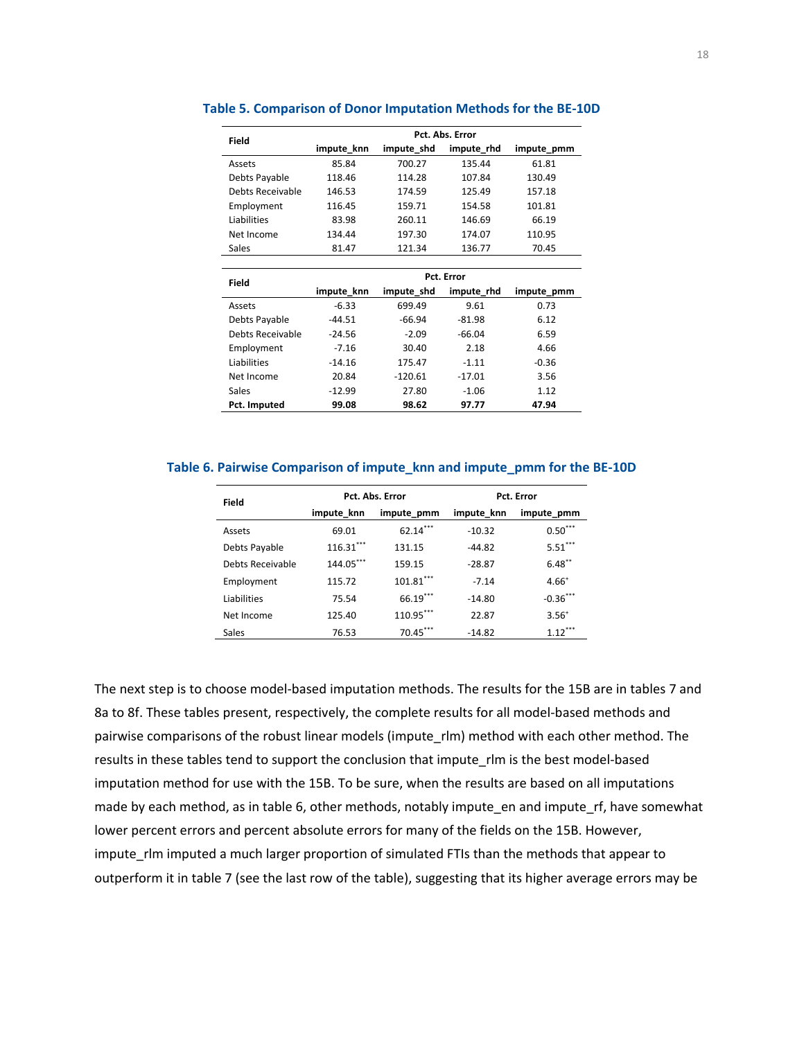### Table 5. Comparison of Donor Imputation Methods for the BE-10D

| Field | Pct. Abs. Error | | | |
|---|---|---|---|---|
| | impute_knn | impute_shd | impute_rhd | impute_pmm |
| Assets | 85.84 | 700.27 | 135.44 | 61.81 |
| Debts Payable | 118.46 | 114.28 | 107.84 | 130.49 |
| Debts Receivable | 146.53 | 174.59 | 125.49 | 157.18 |
| Employment | 116.45 | 159.71 | 154.58 | 101.81 |
| Liabilities | 83.98 | 260.11 | 146.69 | 66.19 |
| Net Income | 134.44 | 197.30 | 174.07 | 110.95 |
| Sales | 81.47 | 121.34 | 136.77 | 70.45 |

| Field | Pct. Error | | | |
|---|---|---|---|---|
| | impute_knn | impute_shd | impute_rhd | impute_pmm |
| Assets | -6.33 | 699.49 | 9.61 | 0.73 |
| Debts Payable | -44.51 | -66.94 | -81.98 | 6.12 |
| Debts Receivable | -24.56 | -2.09 | -66.04 | 6.59 |
| Employment | -7.16 | 30.40 | 2.18 | 4.66 |
| Liabilities | -14.16 | 175.47 | -1.11 | -0.36 |
| Net Income | 20.84 | -120.61 | -17.01 | 3.56 |
| Sales | -12.99 | 27.80 | -1.06 | 1.12 |
| **Pct. Imputed** | **99.08** | **98.62** | **97.77** | **47.94** |

### Table 6. Pairwise Comparison of impute_knn and impute_pmm for the BE-10D

| Field | Pct. Abs. Error | | Pct. Error | |
|---|---|---|---|---|
| | impute_knn | impute_pmm | impute_knn | impute_pmm |
| Assets | 69.01 | 62.14*** | -10.32 | 0.50*** |
| Debts Payable | 116.31*** | 131.15 | -44.82 | 5.51*** |
| Debts Receivable | 144.05*** | 159.15 | -28.87 | 6.48** |
| Employment | 115.72 | 101.81*** | -7.14 | 4.66+ |
| Liabilities | 75.54 | 66.19*** | -14.80 | -0.36*** |
| Net Income | 125.40 | 110.95*** | 22.87 | 3.56+ |
| Sales | 76.53 | 70.45*** | -14.82 | 1.12*** |

The next step is to choose model-based imputation methods. The results for the 15B are in tables 7 and 8a to 8f. These tables present, respectively, the complete results for all model-based methods and pairwise comparisons of the robust linear models (impute_rlm) method with each other method. The results in these tables tend to support the conclusion that impute_rlm is the best model-based imputation method for use with the 15B. To be sure, when the results are based on all imputations made by each method, as in table 6, other methods, notably impute_en and impute_rf, have somewhat lower percent errors and percent absolute errors for many of the fields on the 15B. However, impute_rlm imputed a much larger proportion of simulated FTIs than the methods that appear to outperform it in table 7 (see the last row of the table), suggesting that its higher average errors may be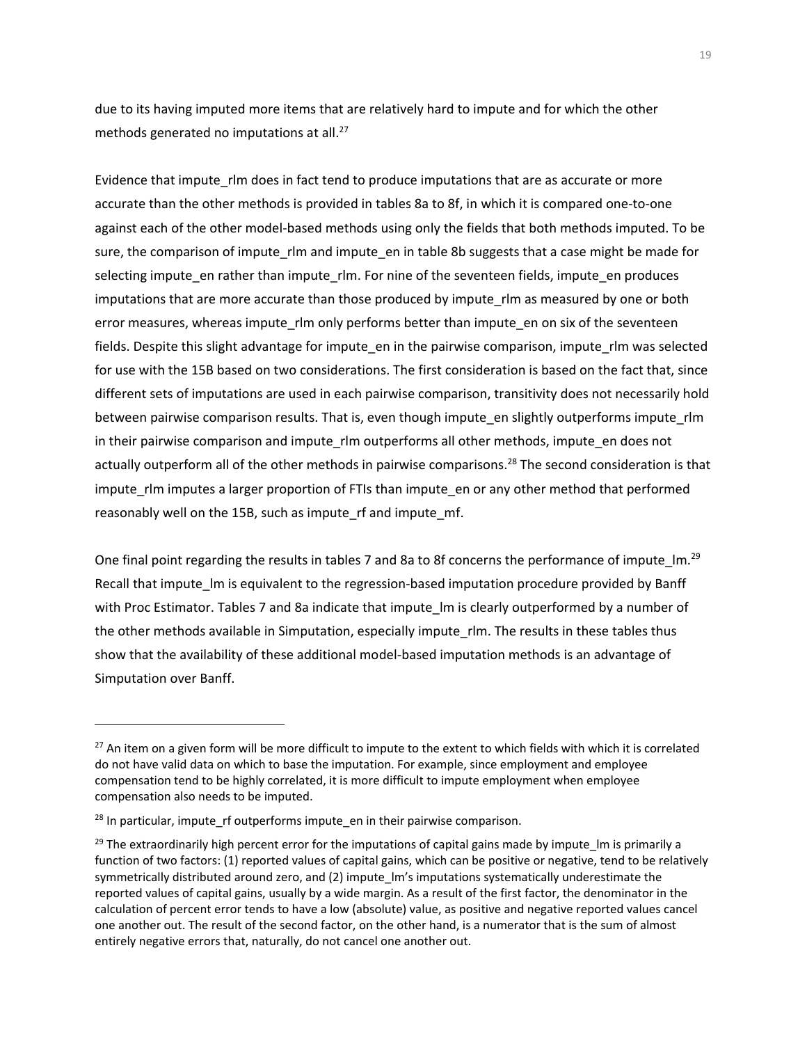due to its having imputed more items that are relatively hard to impute and for which the other methods generated no imputations at all.[27]

Evidence that impute_rlm does in fact tend to produce imputations that are as accurate or more accurate than the other methods is provided in tables 8a to 8f, in which it is compared one-to-one against each of the other model-based methods using only the fields that both methods imputed. To be sure, the comparison of impute_rlm and impute_en in table 8b suggests that a case might be made for selecting impute_en rather than impute_rlm. For nine of the seventeen fields, impute_en produces imputations that are more accurate than those produced by impute_rlm as measured by one or both error measures, whereas impute_rlm only performs better than impute_en on six of the seventeen fields. Despite this slight advantage for impute_en in the pairwise comparison, impute_rlm was selected for use with the 15B based on two considerations. The first consideration is based on the fact that, since different sets of imputations are used in each pairwise comparison, transitivity does not necessarily hold between pairwise comparison results. That is, even though impute_en slightly outperforms impute_rlm in their pairwise comparison and impute_rlm outperforms all other methods, impute_en does not actually outperform all of the other methods in pairwise comparisons.[28] The second consideration is that impute_rlm imputes a larger proportion of FTIs than impute_en or any other method that performed reasonably well on the 15B, such as impute_rf and impute_mf.

One final point regarding the results in tables 7 and 8a to 8f concerns the performance of impute_lm.[29] Recall that impute_lm is equivalent to the regression-based imputation procedure provided by Banff with Proc Estimator. Tables 7 and 8a indicate that impute_lm is clearly outperformed by a number of the other methods available in Simputation, especially impute_rlm. The results in these tables thus show that the availability of these additional model-based imputation methods is an advantage of Simputation over Banff.

---

[27] An item on a given form will be more difficult to impute to the extent to which fields with which it is correlated do not have valid data on which to base the imputation. For example, since employment and employee compensation tend to be highly correlated, it is more difficult to impute employment when employee compensation also needs to be imputed.

[28] In particular, impute_rf outperforms impute_en in their pairwise comparison.

[29] The extraordinarily high percent error for the imputations of capital gains made by impute_lm is primarily a function of two factors: (1) reported values of capital gains, which can be positive or negative, tend to be relatively symmetrically distributed around zero, and (2) impute_lm's imputations systematically underestimate the reported values of capital gains, usually by a wide margin. As a result of the first factor, the denominator in the calculation of percent error tends to have a low (absolute) value, as positive and negative reported values cancel one another out. The result of the second factor, on the other hand, is a numerator that is the sum of almost entirely negative errors that, naturally, do not cancel one another out.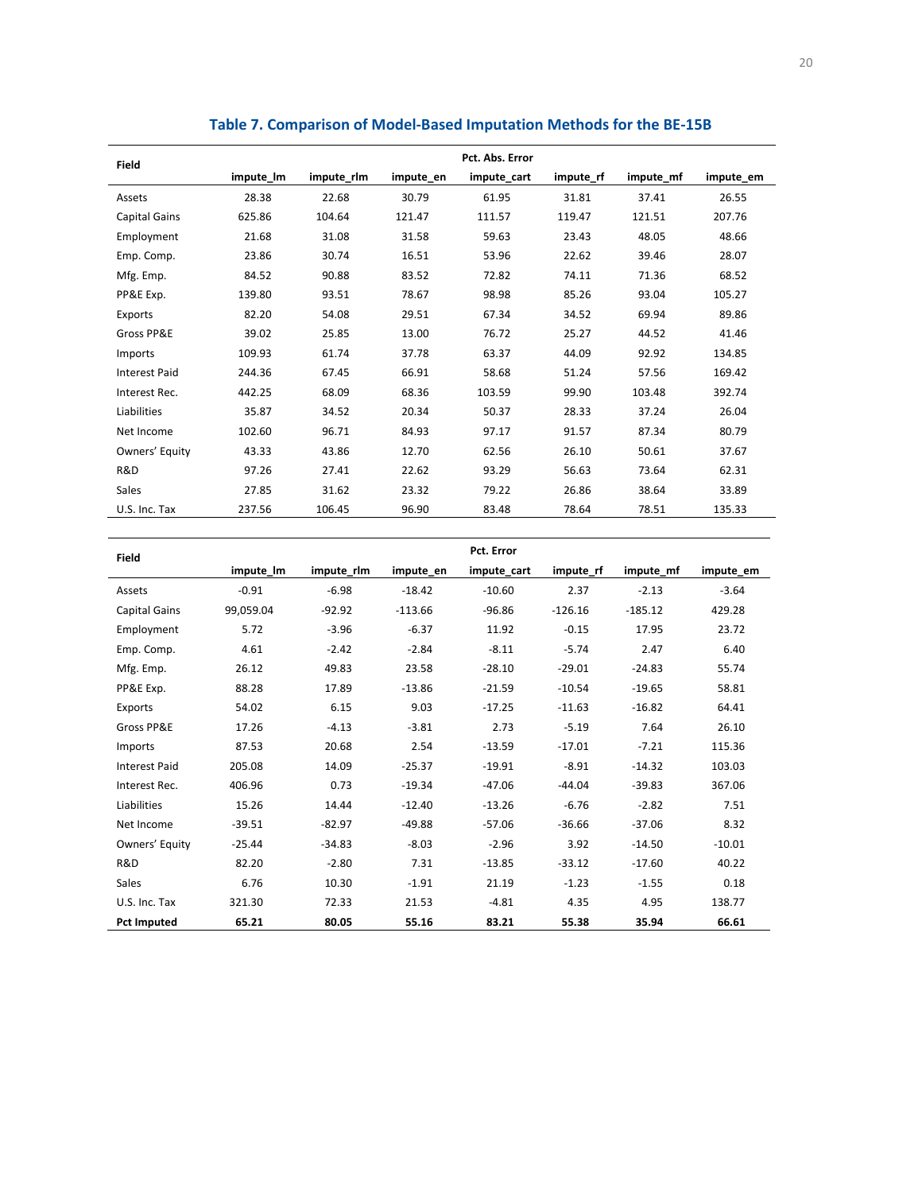## Table 7. Comparison of Model-Based Imputation Methods for the BE-15B

| Field | Pct. Abs. Error | | | | | | |
|---|---|---|---|---|---|---|---|
| | impute_lm | impute_rlm | impute_en | impute_cart | impute_rf | impute_mf | impute_em |
| Assets | 28.38 | 22.68 | 30.79 | 61.95 | 31.81 | 37.41 | 26.55 |
| Capital Gains | 625.86 | 104.64 | 121.47 | 111.57 | 119.47 | 121.51 | 207.76 |
| Employment | 21.68 | 31.08 | 31.58 | 59.63 | 23.43 | 48.05 | 48.66 |
| Emp. Comp. | 23.86 | 30.74 | 16.51 | 53.96 | 22.62 | 39.46 | 28.07 |
| Mfg. Emp. | 84.52 | 90.88 | 83.52 | 72.82 | 74.11 | 71.36 | 68.52 |
| PP&E Exp. | 139.80 | 93.51 | 78.67 | 98.98 | 85.26 | 93.04 | 105.27 |
| Exports | 82.20 | 54.08 | 29.51 | 67.34 | 34.52 | 69.94 | 89.86 |
| Gross PP&E | 39.02 | 25.85 | 13.00 | 76.72 | 25.27 | 44.52 | 41.46 |
| Imports | 109.93 | 61.74 | 37.78 | 63.37 | 44.09 | 92.92 | 134.85 |
| Interest Paid | 244.36 | 67.45 | 66.91 | 58.68 | 51.24 | 57.56 | 169.42 |
| Interest Rec. | 442.25 | 68.09 | 68.36 | 103.59 | 99.90 | 103.48 | 392.74 |
| Liabilities | 35.87 | 34.52 | 20.34 | 50.37 | 28.33 | 37.24 | 26.04 |
| Net Income | 102.60 | 96.71 | 84.93 | 97.17 | 91.57 | 87.34 | 80.79 |
| Owners' Equity | 43.33 | 43.86 | 12.70 | 62.56 | 26.10 | 50.61 | 37.67 |
| R&D | 97.26 | 27.41 | 22.62 | 93.29 | 56.63 | 73.64 | 62.31 |
| Sales | 27.85 | 31.62 | 23.32 | 79.22 | 26.86 | 38.64 | 33.89 |
| U.S. Inc. Tax | 237.56 | 106.45 | 96.90 | 83.48 | 78.64 | 78.51 | 135.33 |

| Field | Pct. Error | | | | | | |
|---|---|---|---|---|---|---|---|
| | impute_lm | impute_rlm | impute_en | impute_cart | impute_rf | impute_mf | impute_em |
| Assets | -0.91 | -6.98 | -18.42 | -10.60 | 2.37 | -2.13 | -3.64 |
| Capital Gains | 99,059.04 | -92.92 | -113.66 | -96.86 | -126.16 | -185.12 | 429.28 |
| Employment | 5.72 | -3.96 | -6.37 | 11.92 | -0.15 | 17.95 | 23.72 |
| Emp. Comp. | 4.61 | -2.42 | -2.84 | -8.11 | -5.74 | 2.47 | 6.40 |
| Mfg. Emp. | 26.12 | 49.83 | 23.58 | -28.10 | -29.01 | -24.83 | 55.74 |
| PP&E Exp. | 88.28 | 17.89 | -13.86 | -21.59 | -10.54 | -19.65 | 58.81 |
| Exports | 54.02 | 6.15 | 9.03 | -17.25 | -11.63 | -16.82 | 64.41 |
| Gross PP&E | 17.26 | -4.13 | -3.81 | 2.73 | -5.19 | 7.64 | 26.10 |
| Imports | 87.53 | 20.68 | 2.54 | -13.59 | -17.01 | -7.21 | 115.36 |
| Interest Paid | 205.08 | 14.09 | -25.37 | -19.91 | -8.91 | -14.32 | 103.03 |
| Interest Rec. | 406.96 | 0.73 | -19.34 | -47.06 | -44.04 | -39.83 | 367.06 |
| Liabilities | 15.26 | 14.44 | -12.40 | -13.26 | -6.76 | -2.82 | 7.51 |
| Net Income | -39.51 | -82.97 | -49.88 | -57.06 | -36.66 | -37.06 | 8.32 |
| Owners' Equity | -25.44 | -34.83 | -8.03 | -2.96 | 3.92 | -14.50 | -10.01 |
| R&D | 82.20 | -2.80 | 7.31 | -13.85 | -33.12 | -17.60 | 40.22 |
| Sales | 6.76 | 10.30 | -1.91 | 21.19 | -1.23 | -1.55 | 0.18 |
| U.S. Inc. Tax | 321.30 | 72.33 | 21.53 | -4.81 | 4.35 | 4.95 | 138.77 |
| **Pct Imputed** | **65.21** | **80.05** | **55.16** | **83.21** | **55.38** | **35.94** | **66.61** |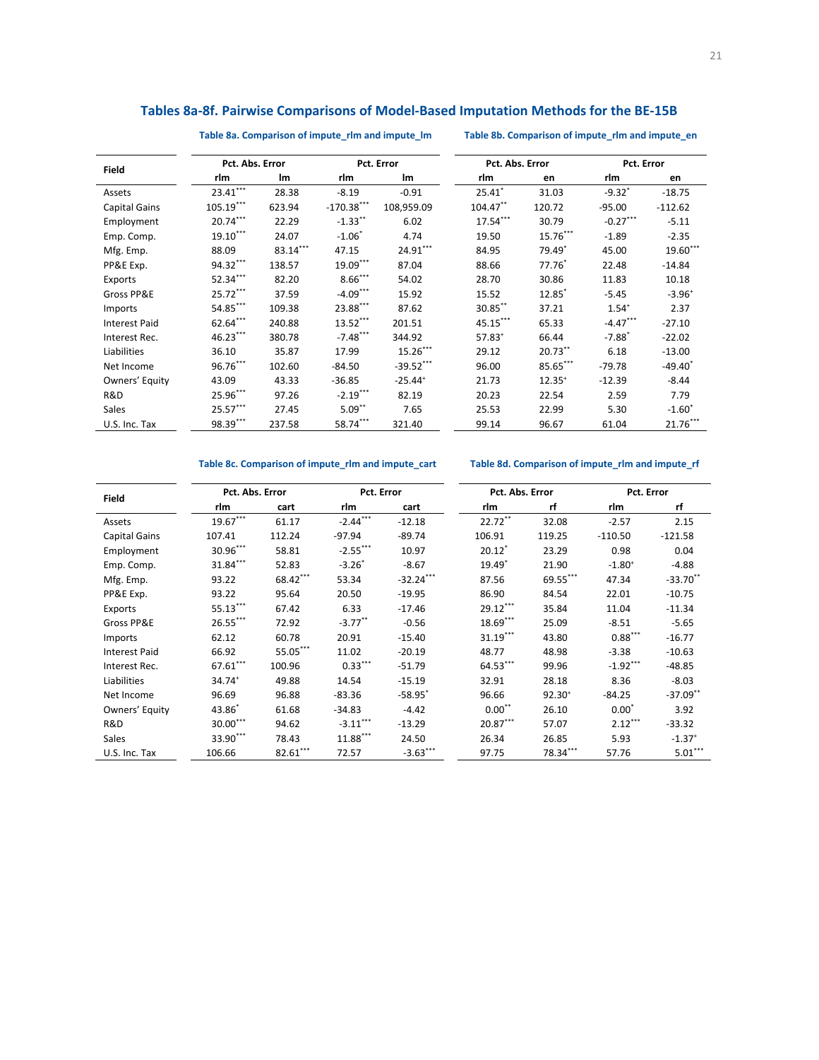## Tables 8a-8f. Pairwise Comparisons of Model-Based Imputation Methods for the BE-15B

### Table 8a. Comparison of impute_rlm and impute_lm

| Field | Pct. Abs. Error | | Pct. Error | |
|---|---|---|---|---|
| | rlm | lm | rlm | lm |
| Assets | 23.41*** | 28.38 | -8.19 | -0.91 |
| Capital Gains | 105.19*** | 623.94 | -170.38*** | 108,959.09 |
| Employment | 20.74*** | 22.29 | -1.33** | 6.02 |
| Emp. Comp. | 19.10*** | 24.07 | -1.06* | 4.74 |
| Mfg. Emp. | 88.09 | 83.14*** | 47.15 | 24.91*** |
| PP&E Exp. | 94.32*** | 138.57 | 19.09*** | 87.04 |
| Exports | 52.34*** | 82.20 | 8.66*** | 54.02 |
| Gross PP&E | 25.72*** | 37.59 | -4.09*** | 15.92 |
| Imports | 54.85*** | 109.38 | 23.88*** | 87.62 |
| Interest Paid | 62.64*** | 240.88 | 13.52*** | 201.51 |
| Interest Rec. | 46.23*** | 380.78 | -7.48*** | 344.92 |
| Liabilities | 36.10 | 35.87 | 17.99 | 15.26*** |
| Net Income | 96.76*** | 102.60 | -84.50 | -39.52*** |
| Owners' Equity | 43.09 | 43.33 | -36.85 | -25.44+ |
| R&D | 25.96*** | 97.26 | -2.19*** | 82.19 |
| Sales | 25.57*** | 27.45 | 5.09** | 7.65 |
| U.S. Inc. Tax | 98.39*** | 237.58 | 58.74*** | 321.40 |

### Table 8b. Comparison of impute_rlm and impute_en

| Field | Pct. Abs. Error | | Pct. Error | |
|---|---|---|---|---|
| | rlm | en | rlm | en |
| Assets | 25.41* | 31.03 | -9.32* | -18.75 |
| Capital Gains | 104.47** | 120.72 | -95.00 | -112.62 |
| Employment | 17.54*** | 30.79 | -0.27*** | -5.11 |
| Emp. Comp. | 19.50 | 15.76*** | -1.89 | -2.35 |
| Mfg. Emp. | 84.95 | 79.49* | 45.00 | 19.60*** |
| PP&E Exp. | 88.66 | 77.76* | 22.48 | -14.84 |
| Exports | 28.70 | 30.86 | 11.83 | 10.18 |
| Gross PP&E | 15.52 | 12.85* | -5.45 | -3.96+ |
| Imports | 30.85** | 37.21 | 1.54+ | 2.37 |
| Interest Paid | 45.15*** | 65.33 | -4.47*** | -27.10 |
| Interest Rec. | 57.83+ | 66.44 | -7.88* | -22.02 |
| Liabilities | 29.12 | 20.73** | 6.18 | -13.00 |
| Net Income | 96.00 | 85.65*** | -79.78 | -49.40* |
| Owners' Equity | 21.73 | 12.35+ | -12.39 | -8.44 |
| R&D | 20.23 | 22.54 | 2.59 | 7.79 |
| Sales | 25.53 | 22.99 | 5.30 | -1.60* |
| U.S. Inc. Tax | 99.14 | 96.67 | 61.04 | 21.76*** |

### Table 8c. Comparison of impute_rlm and impute_cart

| Field | Pct. Abs. Error | | Pct. Error | |
|---|---|---|---|---|
| | rlm | cart | rlm | cart |
| Assets | 19.67*** | 61.17 | -2.44*** | -12.18 |
| Capital Gains | 107.41 | 112.24 | -97.94 | -89.74 |
| Employment | 30.96*** | 58.81 | -2.55*** | 10.97 |
| Emp. Comp. | 31.84*** | 52.83 | -3.26* | -8.67 |
| Mfg. Emp. | 93.22 | 68.42*** | 53.34 | -32.24*** |
| PP&E Exp. | 93.22 | 95.64 | 20.50 | -19.95 |
| Exports | 55.13*** | 67.42 | 6.33 | -17.46 |
| Gross PP&E | 26.55*** | 72.92 | -3.77** | -0.56 |
| Imports | 62.12 | 60.78 | 20.91 | -15.40 |
| Interest Paid | 66.92 | 55.05*** | 11.02 | -20.19 |
| Interest Rec. | 67.61*** | 100.96 | 0.33*** | -51.79 |
| Liabilities | 34.74+ | 49.88 | 14.54 | -15.19 |
| Net Income | 96.69 | 96.88 | -83.36 | -58.95* |
| Owners' Equity | 43.86* | 61.68 | -34.83 | -4.42 |
| R&D | 30.00*** | 94.62 | -3.11*** | -13.29 |
| Sales | 33.90*** | 78.43 | 11.88*** | 24.50 |
| U.S. Inc. Tax | 106.66 | 82.61*** | 72.57 | -3.63*** |

### Table 8d. Comparison of impute_rlm and impute_rf

| Field | Pct. Abs. Error | | Pct. Error | |
|---|---|---|---|---|
| | rlm | rf | rlm | rf |
| Assets | 22.72** | 32.08 | -2.57 | 2.15 |
| Capital Gains | 106.91 | 119.25 | -110.50 | -121.58 |
| Employment | 20.12* | 23.29 | 0.98 | 0.04 |
| Emp. Comp. | 19.49* | 21.90 | -1.80+ | -4.88 |
| Mfg. Emp. | 87.56 | 69.55*** | 47.34 | -33.70** |
| PP&E Exp. | 86.90 | 84.54 | 22.01 | -10.75 |
| Exports | 29.12*** | 35.84 | 11.04 | -11.34 |
| Gross PP&E | 18.69*** | 25.09 | -8.51 | -5.65 |
| Imports | 31.19*** | 43.80 | 0.88*** | -16.77 |
| Interest Paid | 48.77 | 48.98 | -3.38 | -10.63 |
| Interest Rec. | 64.53*** | 99.96 | -1.92*** | -48.85 |
| Liabilities | 32.91 | 28.18 | 8.36 | -8.03 |
| Net Income | 96.66 | 92.30+ | -84.25 | -37.09** |
| Owners' Equity | 0.00** | 26.10 | 0.00* | 3.92 |
| R&D | 20.87*** | 57.07 | 2.12*** | -33.32 |
| Sales | 26.34 | 26.85 | 5.93 | -1.37+ |
| U.S. Inc. Tax | 97.75 | 78.34*** | 57.76 | 5.01*** |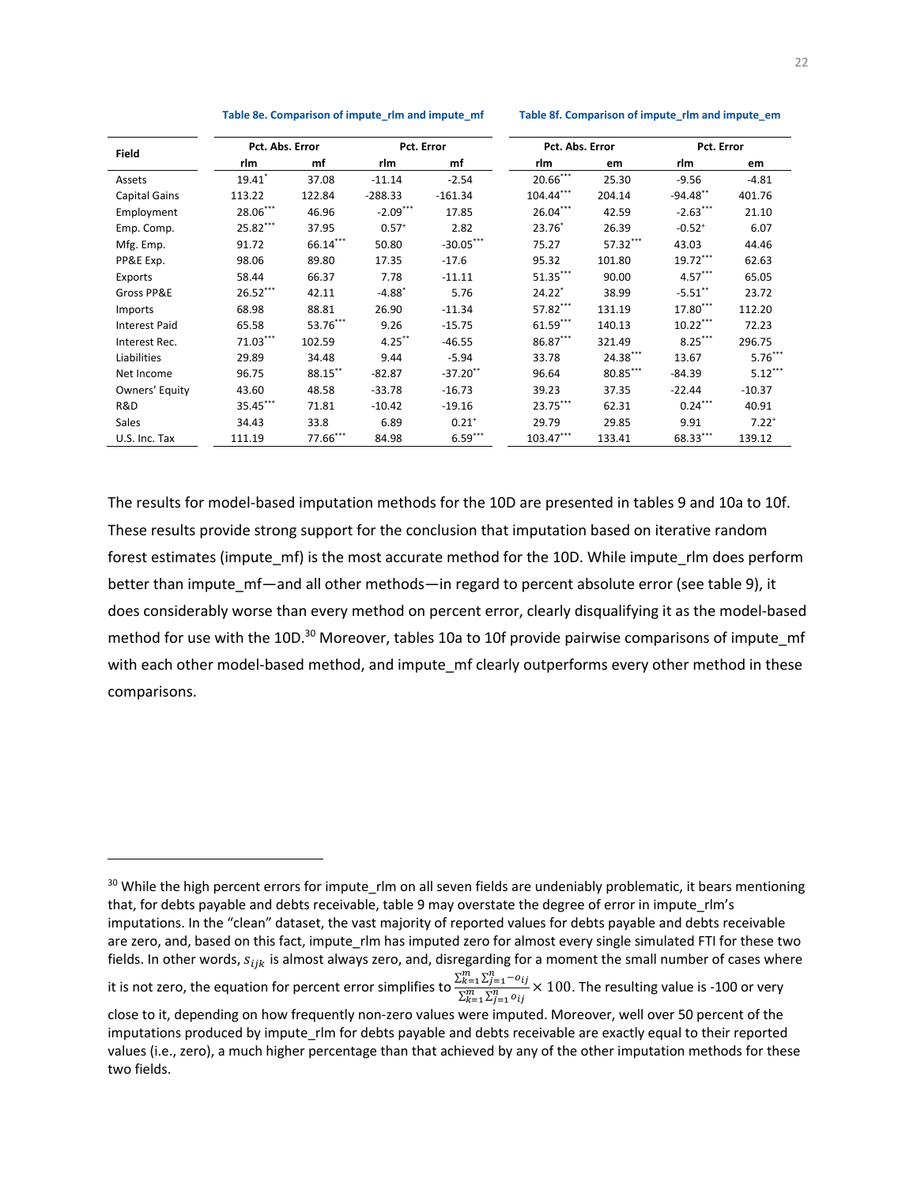**Table 8e. Comparison of impute_rlm and impute_mf**

**Table 8f. Comparison of impute_rlm and impute_em**

| Field | Table 8e Pct. Abs. Error | | Table 8e Pct. Error | | Table 8f Pct. Abs. Error | | Table 8f Pct. Error | |
|---|---|---|---|---|---|---|---|---|
| | rlm | mf | rlm | mf | rlm | em | rlm | em |
| Assets | 19.41* | 37.08 | -11.14 | -2.54 | 20.66*** | 25.30 | -9.56 | -4.81 |
| Capital Gains | 113.22 | 122.84 | -288.33 | -161.34 | 104.44*** | 204.14 | -94.48** | 401.76 |
| Employment | 28.06*** | 46.96 | -2.09*** | 17.85 | 26.04*** | 42.59 | -2.63*** | 21.10 |
| Emp. Comp. | 25.82*** | 37.95 | 0.57+ | 2.82 | 23.76* | 26.39 | -0.52+ | 6.07 |
| Mfg. Emp. | 91.72 | 66.14*** | 50.80 | -30.05*** | 75.27 | 57.32*** | 43.03 | 44.46 |
| PP&E Exp. | 98.06 | 89.80 | 17.35 | -17.6 | 95.32 | 101.80 | 19.72*** | 62.63 |
| Exports | 58.44 | 66.37 | 7.78 | -11.11 | 51.35*** | 90.00 | 4.57*** | 65.05 |
| Gross PP&E | 26.52*** | 42.11 | -4.88* | 5.76 | 24.22* | 38.99 | -5.51** | 23.72 |
| Imports | 68.98 | 88.81 | 26.90 | -11.34 | 57.82*** | 131.19 | 17.80*** | 112.20 |
| Interest Paid | 65.58 | 53.76*** | 9.26 | -15.75 | 61.59*** | 140.13 | 10.22*** | 72.23 |
| Interest Rec. | 71.03*** | 102.59 | 4.25** | -46.55 | 86.87*** | 321.49 | 8.25*** | 296.75 |
| Liabilities | 29.89 | 34.48 | 9.44 | -5.94 | 33.78 | 24.38*** | 13.67 | 5.76*** |
| Net Income | 96.75 | 88.15** | -82.87 | -37.20** | 96.64 | 80.85*** | -84.39 | 5.12*** |
| Owners' Equity | 43.60 | 48.58 | -33.78 | -16.73 | 39.23 | 37.35 | -22.44 | -10.37 |
| R&D | 35.45*** | 71.81 | -10.42 | -19.16 | 23.75*** | 62.31 | 0.24*** | 40.91 |
| Sales | 34.43 | 33.8 | 6.89 | 0.21+ | 29.79 | 29.85 | 9.91 | 7.22+ |
| U.S. Inc. Tax | 111.19 | 77.66*** | 84.98 | 6.59*** | 103.47*** | 133.41 | 68.33*** | 139.12 |

The results for model-based imputation methods for the 10D are presented in tables 9 and 10a to 10f. These results provide strong support for the conclusion that imputation based on iterative random forest estimates (impute_mf) is the most accurate method for the 10D. While impute_rlm does perform better than impute_mf—and all other methods—in regard to percent absolute error (see table 9), it does considerably worse than every method on percent error, clearly disqualifying it as the model-based method for use with the 10D.[30] Moreover, tables 10a to 10f provide pairwise comparisons of impute_mf with each other model-based method, and impute_mf clearly outperforms every other method in these comparisons.

[30] While the high percent errors for impute_rlm on all seven fields are undeniably problematic, it bears mentioning that, for debts payable and debts receivable, table 9 may overstate the degree of error in impute_rlm's imputations. In the "clean" dataset, the vast majority of reported values for debts payable and debts receivable are zero, and, based on this fact, impute_rlm has imputed zero for almost every single simulated FTI for these two fields. In other words, $s_{ijk}$ is almost always zero, and, disregarding for a moment the small number of cases where it is not zero, the equation for percent error simplifies to $\frac{\sum_{k=1}^{m}\sum_{j=1}^{n} -o_{ij}}{\sum_{k=1}^{m}\sum_{j=1}^{n} o_{ij}} \times 100$. The resulting value is -100 or very close to it, depending on how frequently non-zero values were imputed. Moreover, well over 50 percent of the imputations produced by impute_rlm for debts payable and debts receivable are exactly equal to their reported values (i.e., zero), a much higher percentage than that achieved by any of the other imputation methods for these two fields.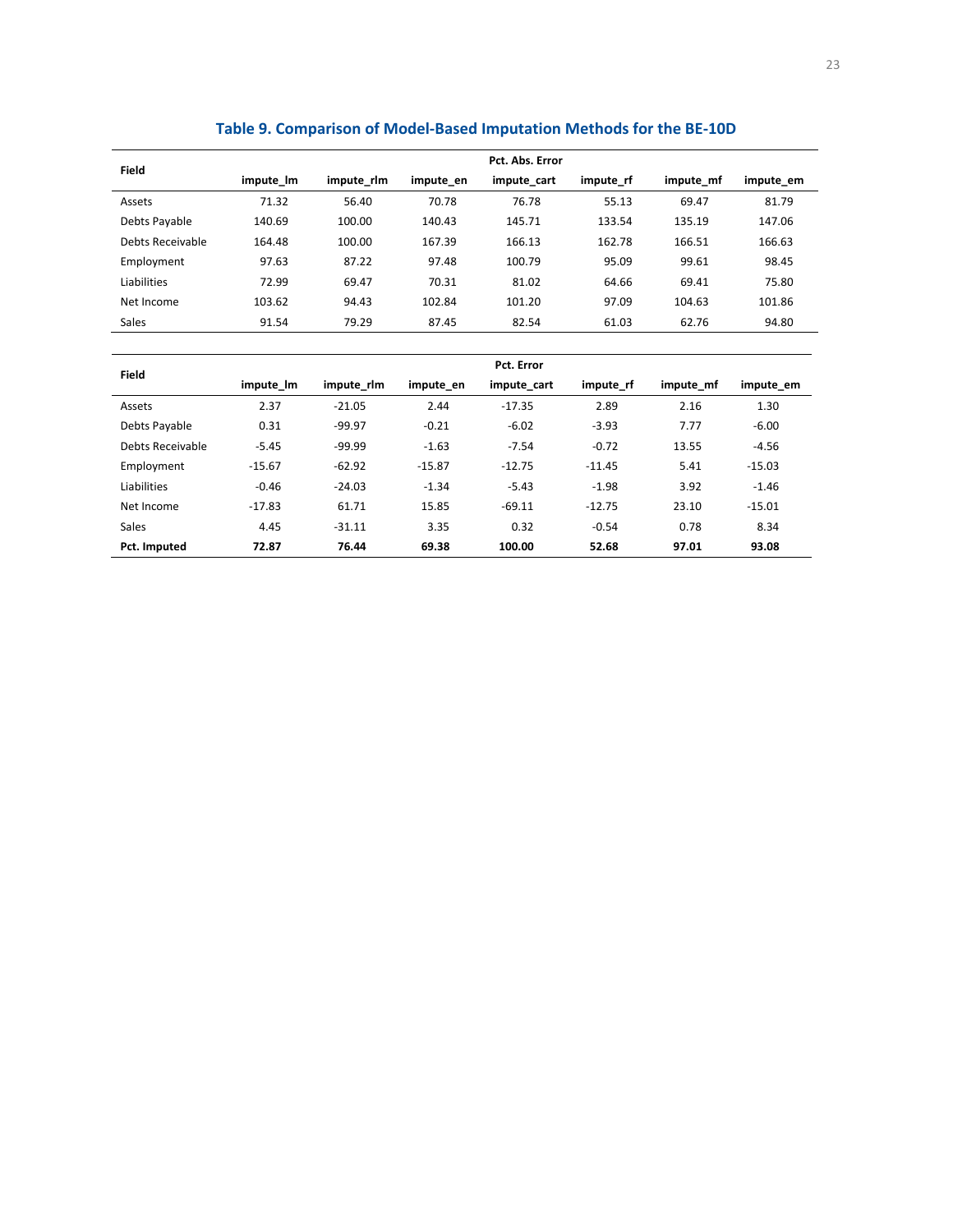### Table 9. Comparison of Model-Based Imputation Methods for the BE-10D

| Field | Pct. Abs. Error | | | | | | |
|---|---|---|---|---|---|---|---|
| | impute_lm | impute_rlm | impute_en | impute_cart | impute_rf | impute_mf | impute_em |
| Assets | 71.32 | 56.40 | 70.78 | 76.78 | 55.13 | 69.47 | 81.79 |
| Debts Payable | 140.69 | 100.00 | 140.43 | 145.71 | 133.54 | 135.19 | 147.06 |
| Debts Receivable | 164.48 | 100.00 | 167.39 | 166.13 | 162.78 | 166.51 | 166.63 |
| Employment | 97.63 | 87.22 | 97.48 | 100.79 | 95.09 | 99.61 | 98.45 |
| Liabilities | 72.99 | 69.47 | 70.31 | 81.02 | 64.66 | 69.41 | 75.80 |
| Net Income | 103.62 | 94.43 | 102.84 | 101.20 | 97.09 | 104.63 | 101.86 |
| Sales | 91.54 | 79.29 | 87.45 | 82.54 | 61.03 | 62.76 | 94.80 |

| Field | Pct. Error | | | | | | |
|---|---|---|---|---|---|---|---|
| | impute_lm | impute_rlm | impute_en | impute_cart | impute_rf | impute_mf | impute_em |
| Assets | 2.37 | -21.05 | 2.44 | -17.35 | 2.89 | 2.16 | 1.30 |
| Debts Payable | 0.31 | -99.97 | -0.21 | -6.02 | -3.93 | 7.77 | -6.00 |
| Debts Receivable | -5.45 | -99.99 | -1.63 | -7.54 | -0.72 | 13.55 | -4.56 |
| Employment | -15.67 | -62.92 | -15.87 | -12.75 | -11.45 | 5.41 | -15.03 |
| Liabilities | -0.46 | -24.03 | -1.34 | -5.43 | -1.98 | 3.92 | -1.46 |
| Net Income | -17.83 | 61.71 | 15.85 | -69.11 | -12.75 | 23.10 | -15.01 |
| Sales | 4.45 | -31.11 | 3.35 | 0.32 | -0.54 | 0.78 | 8.34 |
| **Pct. Imputed** | **72.87** | **76.44** | **69.38** | **100.00** | **52.68** | **97.01** | **93.08** |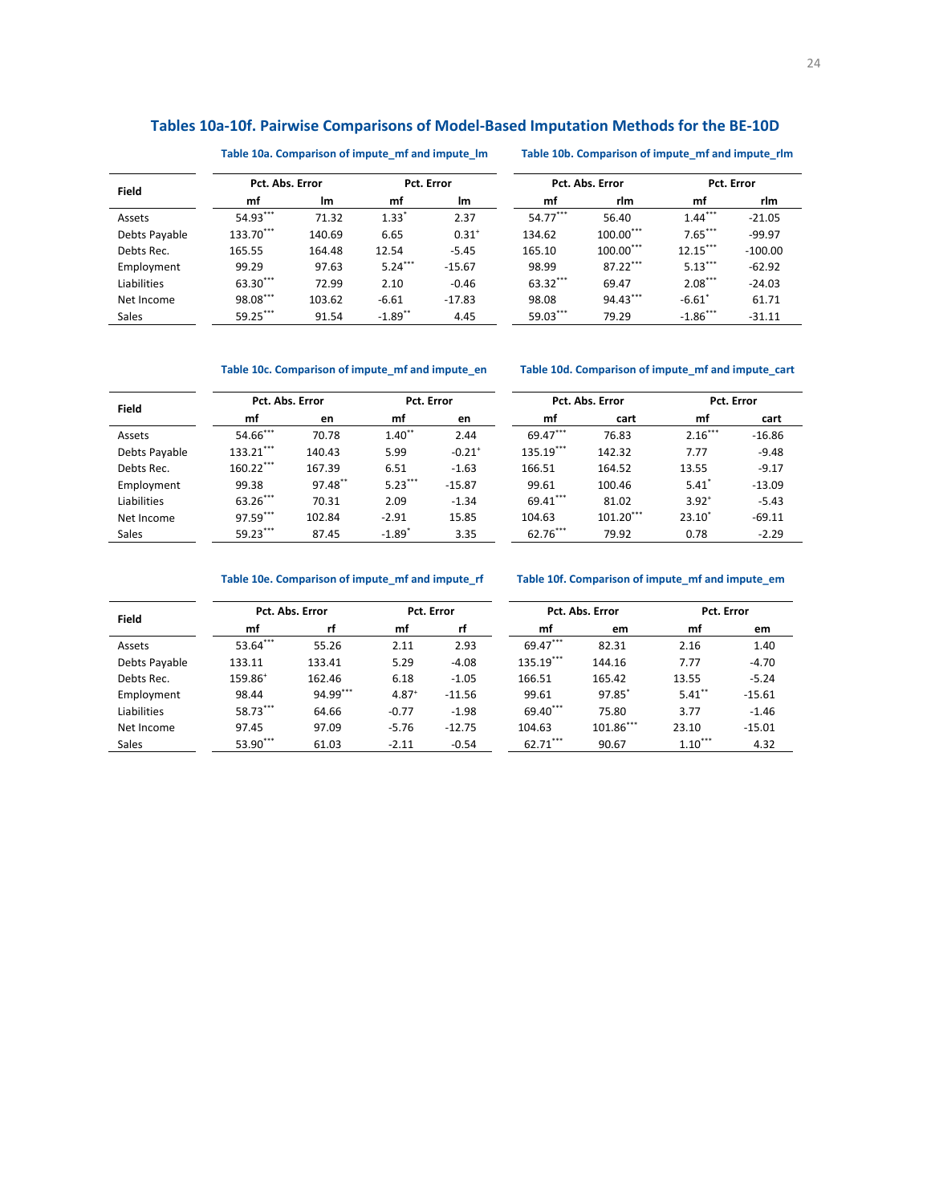## Tables 10a-10f. Pairwise Comparisons of Model-Based Imputation Methods for the BE-10D

### Table 10a. Comparison of impute_mf and impute_lm

| Field | Pct. Abs. Error | | Pct. Error | |
|---|---|---|---|---|
| | mf | lm | mf | lm |
| Assets | 54.93*** | 71.32 | 1.33* | 2.37 |
| Debts Payable | 133.70*** | 140.69 | 6.65 | 0.31+ |
| Debts Rec. | 165.55 | 164.48 | 12.54 | -5.45 |
| Employment | 99.29 | 97.63 | 5.24*** | -15.67 |
| Liabilities | 63.30*** | 72.99 | 2.10 | -0.46 |
| Net Income | 98.08*** | 103.62 | -6.61 | -17.83 |
| Sales | 59.25*** | 91.54 | -1.89** | 4.45 |

### Table 10b. Comparison of impute_mf and impute_rlm

| Field | Pct. Abs. Error | | Pct. Error | |
|---|---|---|---|---|
| | mf | rlm | mf | rlm |
| Assets | 54.77*** | 56.40 | 1.44*** | -21.05 |
| Debts Payable | 134.62 | 100.00*** | 7.65*** | -99.97 |
| Debts Rec. | 165.10 | 100.00*** | 12.15*** | -100.00 |
| Employment | 98.99 | 87.22*** | 5.13*** | -62.92 |
| Liabilities | 63.32*** | 69.47 | 2.08*** | -24.03 |
| Net Income | 98.08 | 94.43*** | -6.61* | 61.71 |
| Sales | 59.03*** | 79.29 | -1.86*** | -31.11 |

### Table 10c. Comparison of impute_mf and impute_en

| Field | Pct. Abs. Error | | Pct. Error | |
|---|---|---|---|---|
| | mf | en | mf | en |
| Assets | 54.66*** | 70.78 | 1.40** | 2.44 |
| Debts Payable | 133.21*** | 140.43 | 5.99 | -0.21+ |
| Debts Rec. | 160.22*** | 167.39 | 6.51 | -1.63 |
| Employment | 99.38 | 97.48** | 5.23*** | -15.87 |
| Liabilities | 63.26*** | 70.31 | 2.09 | -1.34 |
| Net Income | 97.59*** | 102.84 | -2.91 | 15.85 |
| Sales | 59.23*** | 87.45 | -1.89* | 3.35 |

### Table 10d. Comparison of impute_mf and impute_cart

| Field | Pct. Abs. Error | | Pct. Error | |
|---|---|---|---|---|
| | mf | cart | mf | cart |
| Assets | 69.47*** | 76.83 | 2.16*** | -16.86 |
| Debts Payable | 135.19*** | 142.32 | 7.77 | -9.48 |
| Debts Rec. | 166.51 | 164.52 | 13.55 | -9.17 |
| Employment | 99.61 | 100.46 | 5.41* | -13.09 |
| Liabilities | 69.41*** | 81.02 | 3.92+ | -5.43 |
| Net Income | 104.63 | 101.20*** | 23.10* | -69.11 |
| Sales | 62.76*** | 79.92 | 0.78 | -2.29 |

### Table 10e. Comparison of impute_mf and impute_rf

| Field | Pct. Abs. Error | | Pct. Error | |
|---|---|---|---|---|
| | mf | rf | mf | rf |
| Assets | 53.64*** | 55.26 | 2.11 | 2.93 |
| Debts Payable | 133.11 | 133.41 | 5.29 | -4.08 |
| Debts Rec. | 159.86+ | 162.46 | 6.18 | -1.05 |
| Employment | 98.44 | 94.99*** | 4.87+ | -11.56 |
| Liabilities | 58.73*** | 64.66 | -0.77 | -1.98 |
| Net Income | 97.45 | 97.09 | -5.76 | -12.75 |
| Sales | 53.90*** | 61.03 | -2.11 | -0.54 |

### Table 10f. Comparison of impute_mf and impute_em

| Field | Pct. Abs. Error | | Pct. Error | |
|---|---|---|---|---|
| | mf | em | mf | em |
| Assets | 69.47*** | 82.31 | 2.16 | 1.40 |
| Debts Payable | 135.19*** | 144.16 | 7.77 | -4.70 |
| Debts Rec. | 166.51 | 165.42 | 13.55 | -5.24 |
| Employment | 99.61 | 97.85* | 5.41** | -15.61 |
| Liabilities | 69.40*** | 75.80 | 3.77 | -1.46 |
| Net Income | 104.63 | 101.86*** | 23.10 | -15.01 |
| Sales | 62.71*** | 90.67 | 1.10*** | 4.32 |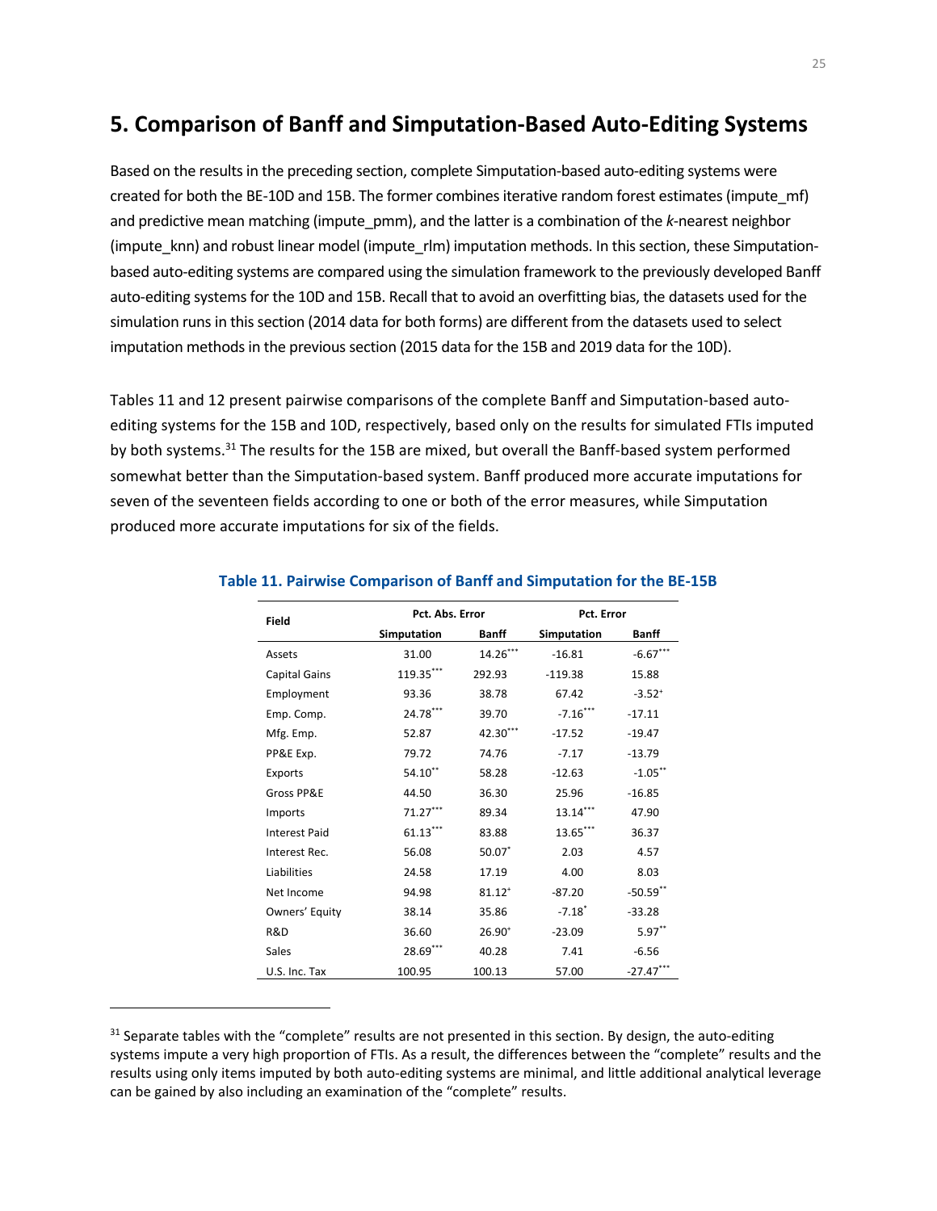## 5. Comparison of Banff and Simputation-Based Auto-Editing Systems

Based on the results in the preceding section, complete Simputation-based auto-editing systems were created for both the BE-10D and 15B. The former combines iterative random forest estimates (impute_mf) and predictive mean matching (impute_pmm), and the latter is a combination of the *k*-nearest neighbor (impute_knn) and robust linear model (impute_rlm) imputation methods. In this section, these Simputation-based auto-editing systems are compared using the simulation framework to the previously developed Banff auto-editing systems for the 10D and 15B. Recall that to avoid an overfitting bias, the datasets used for the simulation runs in this section (2014 data for both forms) are different from the datasets used to select imputation methods in the previous section (2015 data for the 15B and 2019 data for the 10D).

Tables 11 and 12 present pairwise comparisons of the complete Banff and Simputation-based auto-editing systems for the 15B and 10D, respectively, based only on the results for simulated FTIs imputed by both systems.[31] The results for the 15B are mixed, but overall the Banff-based system performed somewhat better than the Simputation-based system. Banff produced more accurate imputations for seven of the seventeen fields according to one or both of the error measures, while Simputation produced more accurate imputations for six of the fields.

**Table 11. Pairwise Comparison of Banff and Simputation for the BE-15B**

| Field | Pct. Abs. Error | | Pct. Error | |
|---|---|---|---|---|
| | Simputation | Banff | Simputation | Banff |
| Assets | 31.00 | 14.26*** | -16.81 | -6.67*** |
| Capital Gains | 119.35*** | 292.93 | -119.38 | 15.88 |
| Employment | 93.36 | 38.78 | 67.42 | -3.52+ |
| Emp. Comp. | 24.78*** | 39.70 | -7.16*** | -17.11 |
| Mfg. Emp. | 52.87 | 42.30*** | -17.52 | -19.47 |
| PP&E Exp. | 79.72 | 74.76 | -7.17 | -13.79 |
| Exports | 54.10** | 58.28 | -12.63 | -1.05** |
| Gross PP&E | 44.50 | 36.30 | 25.96 | -16.85 |
| Imports | 71.27*** | 89.34 | 13.14*** | 47.90 |
| Interest Paid | 61.13*** | 83.88 | 13.65*** | 36.37 |
| Interest Rec. | 56.08 | 50.07* | 2.03 | 4.57 |
| Liabilities | 24.58 | 17.19 | 4.00 | 8.03 |
| Net Income | 94.98 | 81.12+ | -87.20 | -50.59** |
| Owners' Equity | 38.14 | 35.86 | -7.18* | -33.28 |
| R&D | 36.60 | 26.90+ | -23.09 | 5.97** |
| Sales | 28.69*** | 40.28 | 7.41 | -6.56 |
| U.S. Inc. Tax | 100.95 | 100.13 | 57.00 | -27.47*** |

[31] Separate tables with the "complete" results are not presented in this section. By design, the auto-editing systems impute a very high proportion of FTIs. As a result, the differences between the "complete" results and the results using only items imputed by both auto-editing systems are minimal, and little additional analytical leverage can be gained by also including an examination of the "complete" results.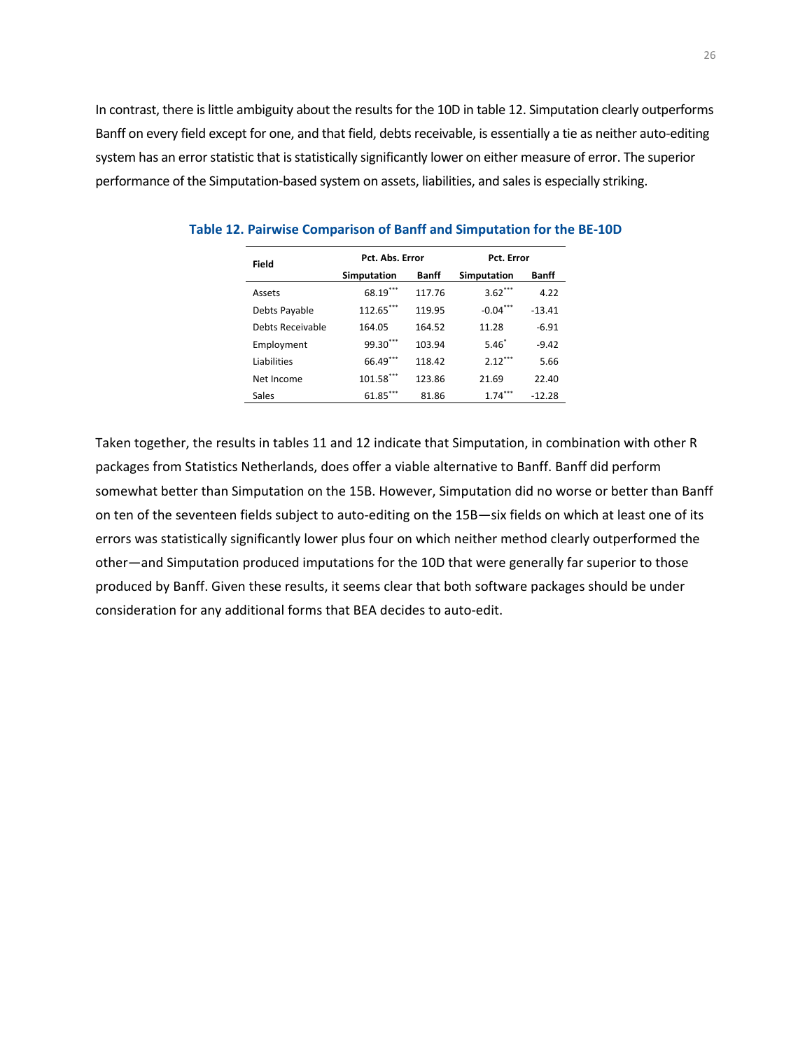In contrast, there is little ambiguity about the results for the 10D in table 12. Simputation clearly outperforms Banff on every field except for one, and that field, debts receivable, is essentially a tie as neither auto-editing system has an error statistic that is statistically significantly lower on either measure of error. The superior performance of the Simputation-based system on assets, liabilities, and sales is especially striking.

**Table 12. Pairwise Comparison of Banff and Simputation for the BE-10D**

| Field | Pct. Abs. Error | | Pct. Error | |
|---|---|---|---|---|
| | Simputation | Banff | Simputation | Banff |
| Assets | 68.19*** | 117.76 | 3.62*** | 4.22 |
| Debts Payable | 112.65*** | 119.95 | -0.04*** | -13.41 |
| Debts Receivable | 164.05 | 164.52 | 11.28 | -6.91 |
| Employment | 99.30*** | 103.94 | 5.46* | -9.42 |
| Liabilities | 66.49*** | 118.42 | 2.12*** | 5.66 |
| Net Income | 101.58*** | 123.86 | 21.69 | 22.40 |
| Sales | 61.85*** | 81.86 | 1.74*** | -12.28 |

Taken together, the results in tables 11 and 12 indicate that Simputation, in combination with other R packages from Statistics Netherlands, does offer a viable alternative to Banff. Banff did perform somewhat better than Simputation on the 15B. However, Simputation did no worse or better than Banff on ten of the seventeen fields subject to auto-editing on the 15B—six fields on which at least one of its errors was statistically significantly lower plus four on which neither method clearly outperformed the other—and Simputation produced imputations for the 10D that were generally far superior to those produced by Banff. Given these results, it seems clear that both software packages should be under consideration for any additional forms that BEA decides to auto-edit.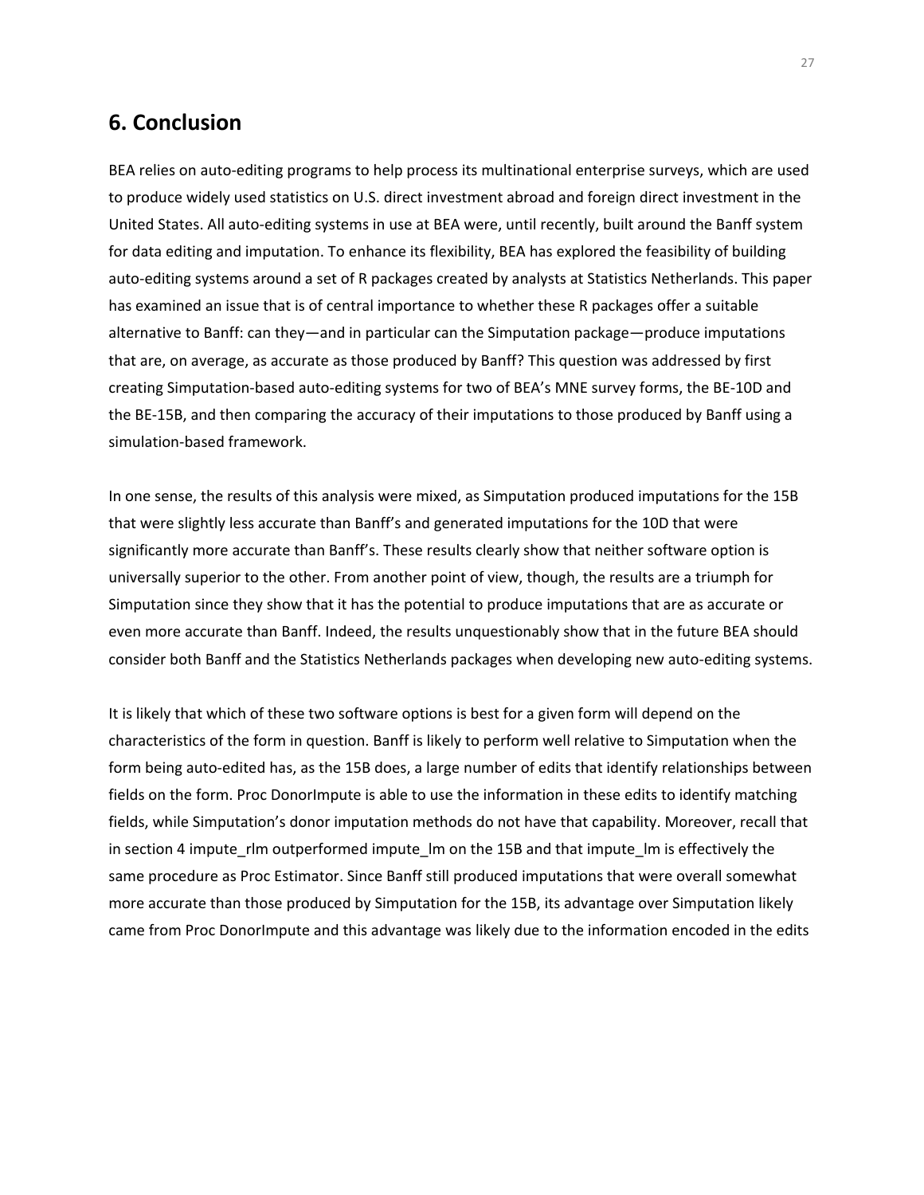## 6. Conclusion

BEA relies on auto-editing programs to help process its multinational enterprise surveys, which are used to produce widely used statistics on U.S. direct investment abroad and foreign direct investment in the United States. All auto-editing systems in use at BEA were, until recently, built around the Banff system for data editing and imputation. To enhance its flexibility, BEA has explored the feasibility of building auto-editing systems around a set of R packages created by analysts at Statistics Netherlands. This paper has examined an issue that is of central importance to whether these R packages offer a suitable alternative to Banff: can they—and in particular can the Simputation package—produce imputations that are, on average, as accurate as those produced by Banff? This question was addressed by first creating Simputation-based auto-editing systems for two of BEA's MNE survey forms, the BE-10D and the BE-15B, and then comparing the accuracy of their imputations to those produced by Banff using a simulation-based framework.

In one sense, the results of this analysis were mixed, as Simputation produced imputations for the 15B that were slightly less accurate than Banff's and generated imputations for the 10D that were significantly more accurate than Banff's. These results clearly show that neither software option is universally superior to the other. From another point of view, though, the results are a triumph for Simputation since they show that it has the potential to produce imputations that are as accurate or even more accurate than Banff. Indeed, the results unquestionably show that in the future BEA should consider both Banff and the Statistics Netherlands packages when developing new auto-editing systems.

It is likely that which of these two software options is best for a given form will depend on the characteristics of the form in question. Banff is likely to perform well relative to Simputation when the form being auto-edited has, as the 15B does, a large number of edits that identify relationships between fields on the form. Proc DonorImpute is able to use the information in these edits to identify matching fields, while Simputation's donor imputation methods do not have that capability. Moreover, recall that in section 4 impute_rlm outperformed impute_lm on the 15B and that impute_lm is effectively the same procedure as Proc Estimator. Since Banff still produced imputations that were overall somewhat more accurate than those produced by Simputation for the 15B, its advantage over Simputation likely came from Proc DonorImpute and this advantage was likely due to the information encoded in the edits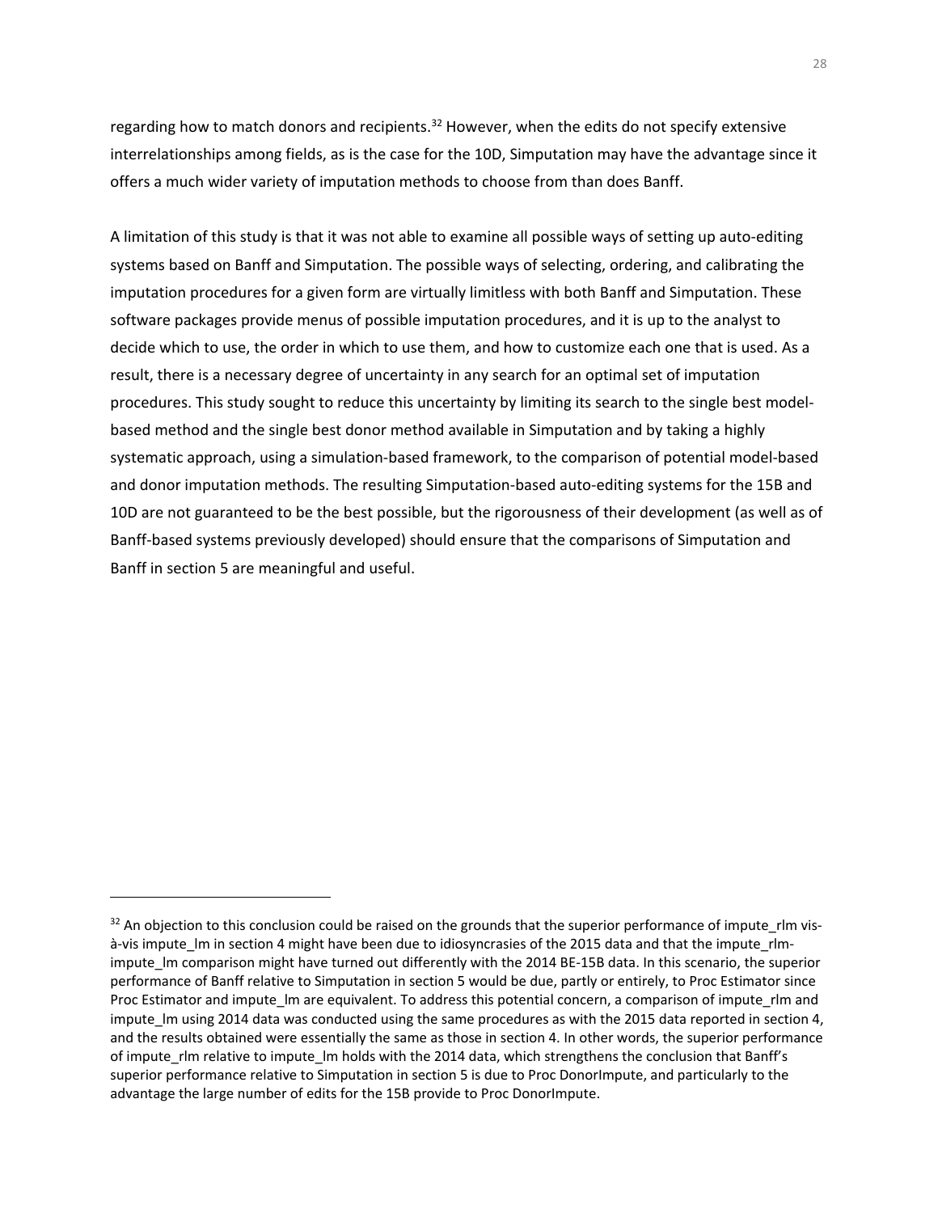regarding how to match donors and recipients.[32] However, when the edits do not specify extensive interrelationships among fields, as is the case for the 10D, Simputation may have the advantage since it offers a much wider variety of imputation methods to choose from than does Banff.

A limitation of this study is that it was not able to examine all possible ways of setting up auto-editing systems based on Banff and Simputation. The possible ways of selecting, ordering, and calibrating the imputation procedures for a given form are virtually limitless with both Banff and Simputation. These software packages provide menus of possible imputation procedures, and it is up to the analyst to decide which to use, the order in which to use them, and how to customize each one that is used. As a result, there is a necessary degree of uncertainty in any search for an optimal set of imputation procedures. This study sought to reduce this uncertainty by limiting its search to the single best model-based method and the single best donor method available in Simputation and by taking a highly systematic approach, using a simulation-based framework, to the comparison of potential model-based and donor imputation methods. The resulting Simputation-based auto-editing systems for the 15B and 10D are not guaranteed to be the best possible, but the rigorousness of their development (as well as of Banff-based systems previously developed) should ensure that the comparisons of Simputation and Banff in section 5 are meaningful and useful.

---

[32] An objection to this conclusion could be raised on the grounds that the superior performance of impute_rlm vis-à-vis impute_lm in section 4 might have been due to idiosyncrasies of the 2015 data and that the impute_rlm-impute_lm comparison might have turned out differently with the 2014 BE-15B data. In this scenario, the superior performance of Banff relative to Simputation in section 5 would be due, partly or entirely, to Proc Estimator since Proc Estimator and impute_lm are equivalent. To address this potential concern, a comparison of impute_rlm and impute_lm using 2014 data was conducted using the same procedures as with the 2015 data reported in section 4, and the results obtained were essentially the same as those in section 4. In other words, the superior performance of impute_rlm relative to impute_lm holds with the 2014 data, which strengthens the conclusion that Banff's superior performance relative to Simputation in section 5 is due to Proc DonorImpute, and particularly to the advantage the large number of edits for the 15B provide to Proc DonorImpute.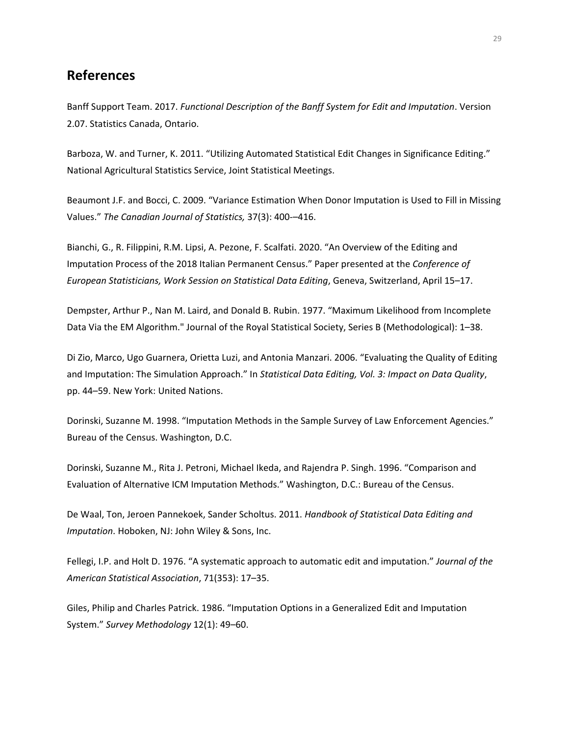## References

Banff Support Team. 2017. *Functional Description of the Banff System for Edit and Imputation*. Version 2.07. Statistics Canada, Ontario.

Barboza, W. and Turner, K. 2011. "Utilizing Automated Statistical Edit Changes in Significance Editing." National Agricultural Statistics Service, Joint Statistical Meetings.

Beaumont J.F. and Bocci, C. 2009. "Variance Estimation When Donor Imputation is Used to Fill in Missing Values." *The Canadian Journal of Statistics,* 37(3): 400-–416.

Bianchi, G., R. Filippini, R.M. Lipsi, A. Pezone, F. Scalfati. 2020. "An Overview of the Editing and Imputation Process of the 2018 Italian Permanent Census." Paper presented at the *Conference of European Statisticians, Work Session on Statistical Data Editing*, Geneva, Switzerland, April 15–17.

Dempster, Arthur P., Nan M. Laird, and Donald B. Rubin. 1977. "Maximum Likelihood from Incomplete Data Via the EM Algorithm." Journal of the Royal Statistical Society, Series B (Methodological): 1–38.

Di Zio, Marco, Ugo Guarnera, Orietta Luzi, and Antonia Manzari. 2006. "Evaluating the Quality of Editing and Imputation: The Simulation Approach." In *Statistical Data Editing, Vol. 3: Impact on Data Quality*, pp. 44–59. New York: United Nations.

Dorinski, Suzanne M. 1998. "Imputation Methods in the Sample Survey of Law Enforcement Agencies." Bureau of the Census. Washington, D.C.

Dorinski, Suzanne M., Rita J. Petroni, Michael Ikeda, and Rajendra P. Singh. 1996. "Comparison and Evaluation of Alternative ICM Imputation Methods." Washington, D.C.: Bureau of the Census.

De Waal, Ton, Jeroen Pannekoek, Sander Scholtus. 2011. *Handbook of Statistical Data Editing and Imputation*. Hoboken, NJ: John Wiley & Sons, Inc.

Fellegi, I.P. and Holt D. 1976. "A systematic approach to automatic edit and imputation." *Journal of the American Statistical Association*, 71(353): 17–35.

Giles, Philip and Charles Patrick. 1986. "Imputation Options in a Generalized Edit and Imputation System." *Survey Methodology* 12(1): 49–60.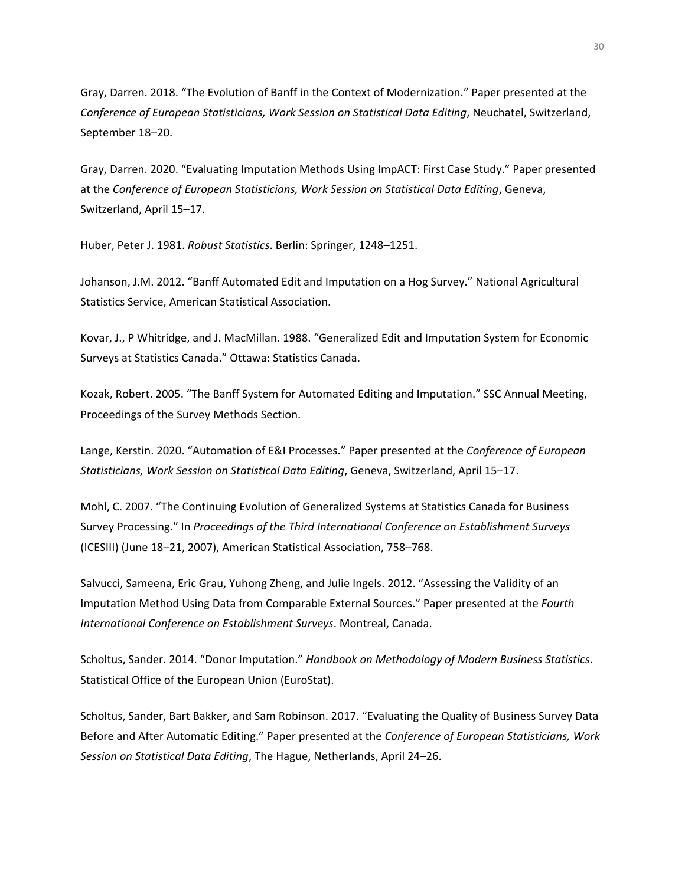Gray, Darren. 2018. “The Evolution of Banff in the Context of Modernization.” Paper presented at the *Conference of European Statisticians, Work Session on Statistical Data Editing*, Neuchatel, Switzerland, September 18–20.

Gray, Darren. 2020. “Evaluating Imputation Methods Using ImpACT: First Case Study.” Paper presented at the *Conference of European Statisticians, Work Session on Statistical Data Editing*, Geneva, Switzerland, April 15–17.

Huber, Peter J. 1981. *Robust Statistics*. Berlin: Springer, 1248–1251.

Johanson, J.M. 2012. “Banff Automated Edit and Imputation on a Hog Survey.” National Agricultural Statistics Service, American Statistical Association.

Kovar, J., P Whitridge, and J. MacMillan. 1988. “Generalized Edit and Imputation System for Economic Surveys at Statistics Canada.” Ottawa: Statistics Canada.

Kozak, Robert. 2005. “The Banff System for Automated Editing and Imputation.” SSC Annual Meeting, Proceedings of the Survey Methods Section.

Lange, Kerstin. 2020. “Automation of E&I Processes.” Paper presented at the *Conference of European Statisticians, Work Session on Statistical Data Editing*, Geneva, Switzerland, April 15–17.

Mohl, C. 2007. “The Continuing Evolution of Generalized Systems at Statistics Canada for Business Survey Processing.” In *Proceedings of the Third International Conference on Establishment Surveys* (ICESIII) (June 18–21, 2007), American Statistical Association, 758–768.

Salvucci, Sameena, Eric Grau, Yuhong Zheng, and Julie Ingels. 2012. “Assessing the Validity of an Imputation Method Using Data from Comparable External Sources.” Paper presented at the *Fourth International Conference on Establishment Surveys*. Montreal, Canada.

Scholtus, Sander. 2014. “Donor Imputation.” *Handbook on Methodology of Modern Business Statistics*. Statistical Office of the European Union (EuroStat).

Scholtus, Sander, Bart Bakker, and Sam Robinson. 2017. “Evaluating the Quality of Business Survey Data Before and After Automatic Editing.” Paper presented at the *Conference of European Statisticians, Work Session on Statistical Data Editing*, The Hague, Netherlands, April 24–26.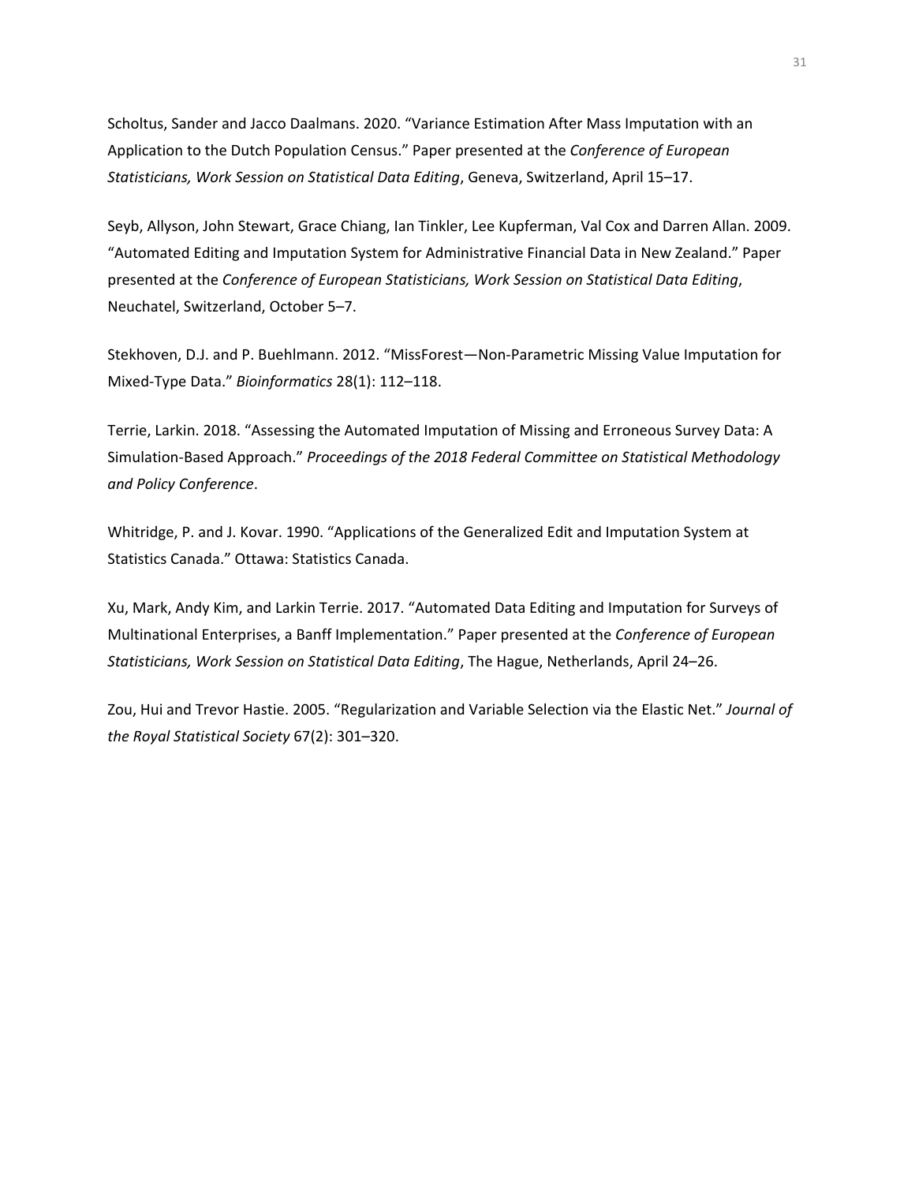Scholtus, Sander and Jacco Daalmans. 2020. “Variance Estimation After Mass Imputation with an Application to the Dutch Population Census.” Paper presented at the *Conference of European Statisticians, Work Session on Statistical Data Editing*, Geneva, Switzerland, April 15–17.

Seyb, Allyson, John Stewart, Grace Chiang, Ian Tinkler, Lee Kupferman, Val Cox and Darren Allan. 2009. “Automated Editing and Imputation System for Administrative Financial Data in New Zealand.” Paper presented at the *Conference of European Statisticians, Work Session on Statistical Data Editing*, Neuchatel, Switzerland, October 5–7.

Stekhoven, D.J. and P. Buehlmann. 2012. “MissForest—Non-Parametric Missing Value Imputation for Mixed-Type Data.” *Bioinformatics* 28(1): 112–118.

Terrie, Larkin. 2018. “Assessing the Automated Imputation of Missing and Erroneous Survey Data: A Simulation-Based Approach.” *Proceedings of the 2018 Federal Committee on Statistical Methodology and Policy Conference*.

Whitridge, P. and J. Kovar. 1990. “Applications of the Generalized Edit and Imputation System at Statistics Canada.” Ottawa: Statistics Canada.

Xu, Mark, Andy Kim, and Larkin Terrie. 2017. “Automated Data Editing and Imputation for Surveys of Multinational Enterprises, a Banff Implementation.” Paper presented at the *Conference of European Statisticians, Work Session on Statistical Data Editing*, The Hague, Netherlands, April 24–26.

Zou, Hui and Trevor Hastie. 2005. “Regularization and Variable Selection via the Elastic Net.” *Journal of the Royal Statistical Society* 67(2): 301–320.